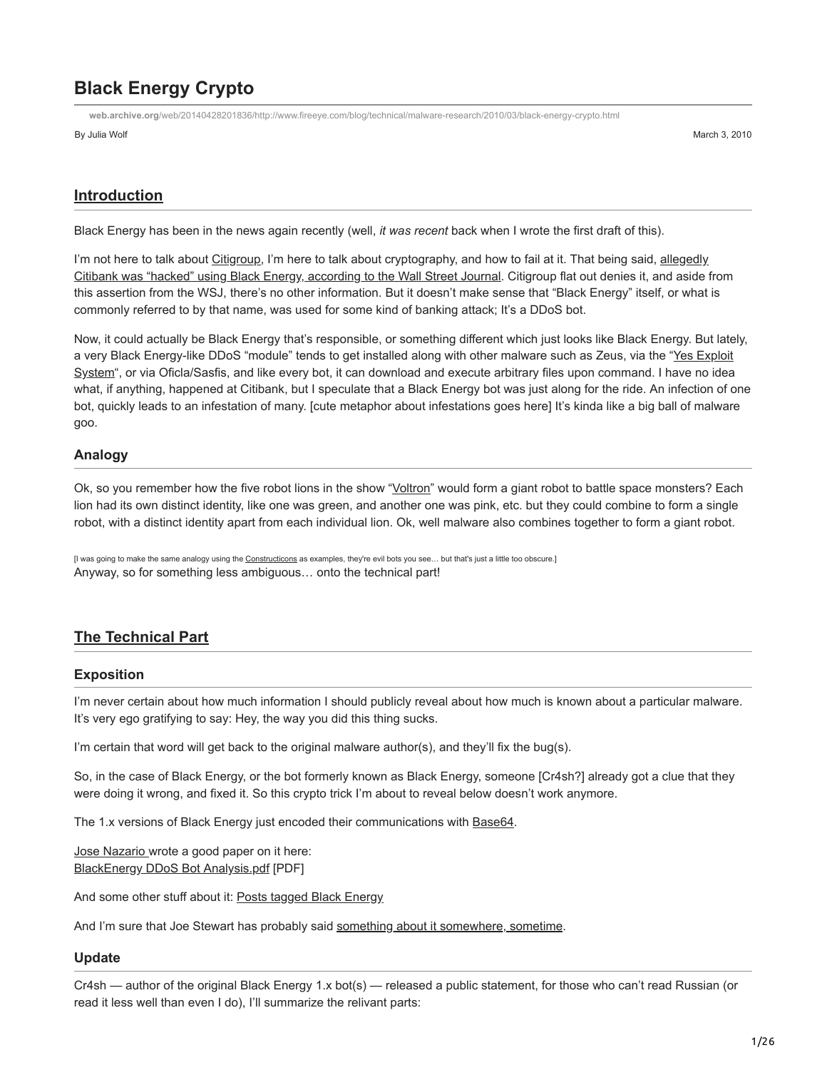# Black Energy Crypto

web.archive.org/web/20140428201836/http://www.fireeye.com/blog/technical/malware-research/2010/03/black-energy-crypto.html

By Julia Wolf

March 3, 2010

## Introduction

Black Energy has been in the news again recently (well, *it was recent* back when I wrote the first draft of this).

I'm not here to talk about Citigroup, I'm here to talk about cryptography, and how to fail at it. That being said, allegedly Citibank was "hacked" using Black Energy, according to the Wall Street Journal. Citigroup flat out denies it, and aside from this assertion from the WSJ, there's no other information. But it doesn't make sense that "Black Energy" itself, or what is commonly referred to by that name, was used for some kind of banking attack; It's a DDoS bot.

Now, it could actually be Black Energy that's responsible, or something different which just looks like Black Energy. But lately, a very Black Energy-like DDoS "module" tends to get installed along with other malware such as Zeus, via the "Yes Exploit System", or via Oficla/Sasfis, and like every bot, it can download and execute arbitrary files upon command. I have no idea what, if anything, happened at Citibank, but I speculate that a Black Energy bot was just along for the ride. An infection of one bot, quickly leads to an infestation of many. [cute metaphor about infestations goes here] It's kinda like a big ball of malware goo.

### Analogy

Ok, so you remember how the five robot lions in the show "Voltron" would form a giant robot to battle space monsters? Each lion had its own distinct identity, like one was green, and another one was pink, etc. but they could combine to form a single robot, with a distinct identity apart from each individual lion. Ok, well malware also combines together to form a giant robot.

[I was going to make the same analogy using the Constructicons as examples, they're evil bots you see… but that's just a little too obscure.]

Anyway, so for something less ambiguous… onto the technical part!

## The Technical Part

### Exposition

I'm never certain about how much information I should publicly reveal about how much is known about a particular malware. It's very ego gratifying to say: Hey, the way you did this thing sucks.

I'm certain that word will get back to the original malware author(s), and they'll fix the bug(s).

So, in the case of Black Energy, or the bot formerly known as Black Energy, someone [Cr4sh?] already got a clue that they were doing it wrong, and fixed it. So this crypto trick I'm about to reveal below doesn't work anymore.

The 1.x versions of Black Energy just encoded their communications with Base64.

Jose Nazario wrote a good paper on it here:
BlackEnergy DDoS Bot Analysis.pdf [PDF]

And some other stuff about it: Posts tagged Black Energy

And I'm sure that Joe Stewart has probably said something about it somewhere, sometime.

### Update

Cr4sh — author of the original Black Energy 1.x bot(s) — released a public statement, for those who can't read Russian (or read it less well than even I do), I'll summarize the relivant parts: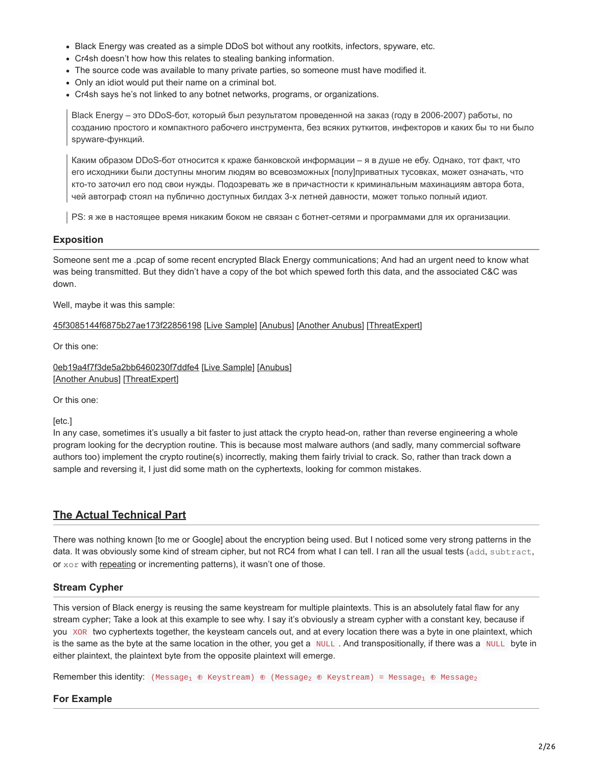- Black Energy was created as a simple DDoS bot without any rootkits, infectors, spyware, etc.
- Cr4sh doesn't how how this relates to stealing banking information.
- The source code was available to many private parties, so someone must have modified it.
- Only an idiot would put their name on a criminal bot.
- Cr4sh says he's not linked to any botnet networks, programs, or organizations.

> Black Energy – это DDoS-бот, который был результатом проведенной на заказ (году в 2006-2007) работы, по созданию простого и компактного рабочего инструмента, без всяких руткитов, инфекторов и каких бы то ни было spyware-функций.

> Каким образом DDoS-бот относится к краже банковской информации – я в душе не ебу. Однако, тот факт, что его исходники были доступны многим людям во всевозможных [полу]приватных тусовках, может означать, что кто-то заточил его под свои нужды. Подозревать же в причастности к криминальным махинациям автора бота, чей автограф стоял на публично доступных билдах 3-х летней давности, может только полный идиот.

> PS: я же в настоящее время никаким боком не связан с ботнет-сетями и программами для их организации.

### Exposition

Someone sent me a .pcap of some recent encrypted Black Energy communications; And had an urgent need to know what was being transmitted. But they didn't have a copy of the bot which spewed forth this data, and the associated C&C was down.

Well, maybe it was this sample:

45f3085144f6875b27ae173f22856198 [Live Sample] [Anubus] [Another Anubus] [ThreatExpert]

Or this one:

0eb19a4f7f3de5a2bb6460230f7ddfe4 [Live Sample] [Anubus]
[Another Anubus] [ThreatExpert]

Or this one:

[etc.]
In any case, sometimes it's usually a bit faster to just attack the crypto head-on, rather than reverse engineering a whole program looking for the decryption routine. This is because most malware authors (and sadly, many commercial software authors too) implement the crypto routine(s) incorrectly, making them fairly trivial to crack. So, rather than track down a sample and reversing it, I just did some math on the cyphertexts, looking for common mistakes.

## The Actual Technical Part

There was nothing known [to me or Google] about the encryption being used. But I noticed some very strong patterns in the data. It was obviously some kind of stream cipher, but not RC4 from what I can tell. I ran all the usual tests (`add`, `subtract`, or `xor` with repeating or incrementing patterns), it wasn't one of those.

### Stream Cypher

This version of Black energy is reusing the same keystream for multiple plaintexts. This is an absolutely fatal flaw for any stream cypher; Take a look at this example to see why. I say it's obviously a stream cypher with a constant key, because if you `XOR` two cyphertexts together, the keysteam cancels out, and at every location there was a byte in one plaintext, which is the same as the byte at the same location in the other, you get a `NULL`. And transpositionally, if there was a `NULL` byte in either plaintext, the plaintext byte from the opposite plaintext will emerge.

Remember this identity: $(Message_1 \oplus Keystream) \oplus (Message_2 \oplus Keystream) = Message_1 \oplus Message_2$

### For Example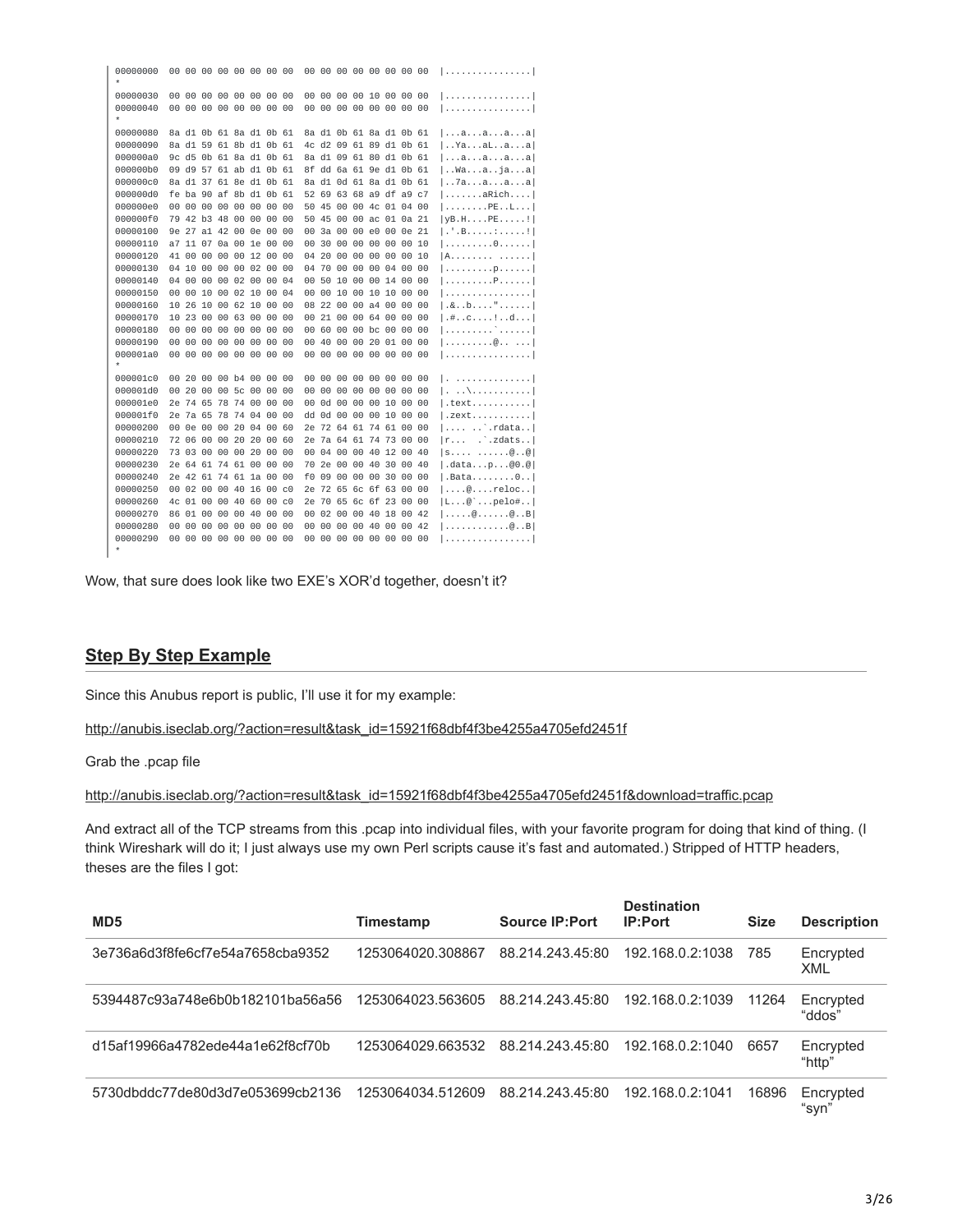```
00000000  00 00 00 00 00 00 00 00  00 00 00 00 00 00 00 00  |................|
*
00000030  00 00 00 00 00 00 00 00  00 00 00 00 10 00 00 00  |................|
00000040  00 00 00 00 00 00 00 00  00 00 00 00 00 00 00 00  |................|
*
00000080  8a d1 0b 61 8a d1 0b 61  8a d1 0b 61 8a d1 0b 61  |...a...a...a...a|
00000090  8a d1 59 61 8b d1 0b 61  4c d2 09 61 89 d1 0b 61  |..Ya...aL..a...a|
000000a0  9c d5 0b 61 8a d1 0b 61  8a d1 09 61 80 d1 0b 61  |...a...a...a...a|
000000b0  09 d9 57 61 ab d1 0b 61  8f dd 6a 61 9e d1 0b 61  |..Wa...a..ja...a|
000000c0  8a d1 37 61 8e d1 0b 61  8a d1 0d 61 8a d1 0b 61  |..7a...a...a...a|
000000d0  fe ba 90 af 8b d1 0b 61  52 69 63 68 a9 df a9 c7  |.......aRich....|
000000e0  00 00 00 00 00 00 00 00  50 45 00 00 4c 01 04 00  |........PE..L...|
000000f0  79 42 b3 48 00 00 00 00  50 45 00 00 ac 01 0a 21  |yB.H....PE.....!|
00000100  9e 27 a1 42 00 0e 00 00  00 3a 00 00 e0 00 0e 21  |.'.B.....:.....!|
00000110  a7 11 07 0a 00 1e 00 00  00 30 00 00 00 00 00 10  |.........0......|
00000120  41 00 00 00 00 12 00 00  04 20 00 00 00 00 00 10  |A........ ......|
00000130  04 10 00 00 00 02 00 00  04 70 00 00 00 04 00 00  |.........p......|
00000140  04 00 00 00 02 00 00 04  00 50 10 00 00 14 00 00  |.........P......|
00000150  00 00 10 00 02 10 00 04  00 00 10 00 10 10 00 00  |................|
00000160  10 26 10 00 62 10 00 00  08 22 00 00 a4 00 00 00  |.&..b...."......|
00000170  10 23 00 00 63 00 00 00  00 21 00 00 64 00 00 00  |.#..c....!..d...|
00000180  00 00 00 00 00 00 00 00  00 60 00 00 bc 00 00 00  |.........`......|
00000190  00 00 00 00 00 00 00 00  00 40 00 00 20 01 00 00  |.........@.. ...|
000001a0  00 00 00 00 00 00 00 00  00 00 00 00 00 00 00 00  |................|
*
000001c0  00 20 00 00 b4 00 00 00  00 00 00 00 00 00 00 00  |. ..............|
000001d0  00 20 00 00 5c 00 00 00  00 00 00 00 00 00 00 00  |. ..\...........|
000001e0  2e 74 65 78 74 00 00 00  00 0d 00 00 00 10 00 00  |.text...........|
000001f0  2e 7a 65 78 74 04 00 00  dd 0d 00 00 00 10 00 00  |.zext...........|
00000200  00 0e 00 00 20 04 00 60  2e 72 64 61 74 61 00 00  |.... ..`.rdata..|
00000210  72 06 00 00 20 20 00 60  2e 7a 64 61 74 73 00 00  |r...  .`.zdats..|
00000220  73 03 00 00 00 20 00 00  00 04 00 00 40 12 00 40  |s.... ......@..@|
00000230  2e 64 61 74 61 00 00 00  70 2e 00 00 40 30 00 40  |.data...p...@0.@|
00000240  2e 42 61 74 61 1a 00 00  f0 09 00 00 00 30 00 00  |.Bata........0..|
00000250  00 02 00 00 40 16 00 c0  2e 72 65 6c 6f 63 00 00  |....@....reloc..|
00000260  4c 01 00 00 40 60 00 c0  2e 70 65 6c 6f 23 00 00  |L...@`...pelo#..|
00000270  86 01 00 00 00 40 00 00  00 02 00 00 40 18 00 42  |.....@......@..B|
00000280  00 00 00 00 00 00 00 00  00 00 00 00 40 00 00 42  |............@..B|
00000290  00 00 00 00 00 00 00 00  00 00 00 00 00 00 00 00  |................|
*
```

Wow, that sure does look like two EXE's XOR'd together, doesn't it?

## Step By Step Example

Since this Anubus report is public, I'll use it for my example:

http://anubis.iseclab.org/?action=result&task_id=15921f68dbf4f3be4255a4705efd2451f

Grab the .pcap file

http://anubis.iseclab.org/?action=result&task_id=15921f68dbf4f3be4255a4705efd2451f&download=traffic.pcap

And extract all of the TCP streams from this .pcap into individual files, with your favorite program for doing that kind of thing. (I think Wireshark will do it; I just always use my own Perl scripts cause it's fast and automated.) Stripped of HTTP headers, theses are the files I got:

| MD5 | Timestamp | Source IP:Port | Destination IP:Port | Size | Description |
|---|---|---|---|---|---|
| 3e736a6d3f8fe6cf7e54a7658cba9352 | 1253064020.308867 | 88.214.243.45:80 | 192.168.0.2:1038 | 785 | Encrypted XML |
| 5394487c93a748e6b0b182101ba56a56 | 1253064023.563605 | 88.214.243.45:80 | 192.168.0.2:1039 | 11264 | Encrypted "ddos" |
| d15af19966a4782ede44a1e62f8cf70b | 1253064029.663532 | 88.214.243.45:80 | 192.168.0.2:1040 | 6657 | Encrypted "http" |
| 5730dbddc77de80d3d7e053699cb2136 | 1253064034.512609 | 88.214.243.45:80 | 192.168.0.2:1041 | 16896 | Encrypted "syn" |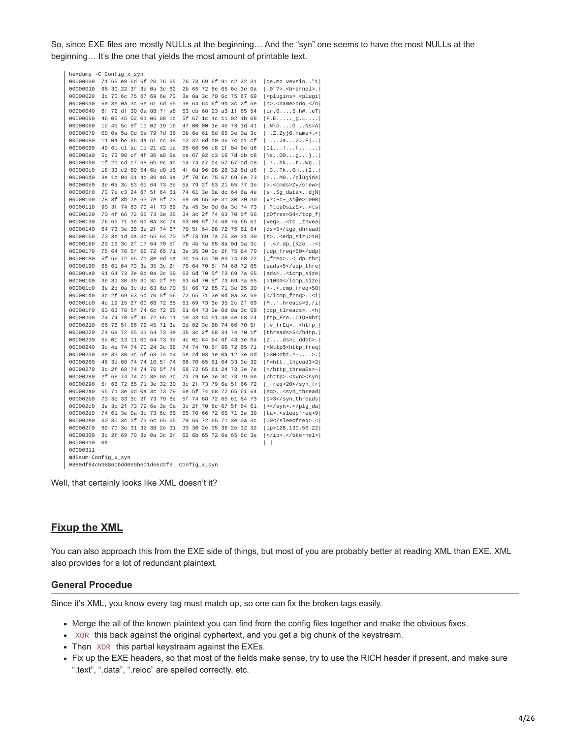So, since EXE files are mostly NULLs at the beginning… And the "syn" one seems to have the most NULLs at the beginning… It's the one that yields the most amount of printable text.

```
hexdump -C Config_x_syn
00000000  71 65 e8 6d 6f 20 76 65  76 73 69 6f 91 c2 22 31  |qe.mo vevsio.."1|
00000010  96 30 22 3f 3e 0a 3c 62  2b 65 72 6e 65 6c 3e 0a  |.0"?>.<b+ernel>.|
00000020  3c 70 6c 75 67 69 6e 73  3e 0a 3c 70 6c 75 67 69  |<plugins>.<plugi|
00000030  6e 3e 0a 3c 6e 61 6d 65  3e 64 64 6f 9b 3c 2f 6e  |n>.<name>ddo.</n|
00000040  6f 72 df 30 0a 88 7f a8  53 cb 68 23 a3 1f 65 54  |or.0....S.h#..eT|
00000050  46 05 45 02 01 06 08 1c  5f 67 1c 4c 11 02 1b 08  |F.E....._g.L....|
00000060  1d 4e 5c 6f 1c 02 19 1b  47 00 00 1e 4e 73 3d 41  |.N\o....G...Ns=A|
00000070  00 0a 5a 0d 5a 79 7d 36  0b 6e 61 6d 65 3e 0a 3c  |..Z.Zy}6.name>.<|
00000080  11 0a be 86 4a 61 cc 98  12 32 8d d0 46 7c d1 cf  |....Ja...2..F|..|
00000090  49 6c c1 ac 1d 21 d2 ca  95 66 96 c8 1f 04 9e d6  |Il...!...f......|
000000a0  5c 73 98 cf 4f 30 a8 9a  ce 67 92 c3 16 7d db c8  |\s..O0...g...}..|
000000b0  1f 21 cd c7 68 6b 9c ac  1a 74 a7 d4 57 67 cd c8  |.!..hk...t..Wg..|
000000c0  18 33 c2 89 54 6b d0 d5  4f 6d 96 98 28 32 8d d6  |.3..Tk..Om..(2..|
000000d0  3e 1c 04 01 4d 30 a8 9a  2f 70 6c 75 67 69 6e 73  |>...M0../plugins|
000000e0  3e 0a 3c 63 6d 64 73 3e  5a 79 2f 63 21 65 77 3e  |>.<cmds>Zy/c!ew>|
000000f0  73 7e c3 24 67 5f 64 61  74 61 3e 0a dc 64 6a 4e  |s~.$g_data>..djN|
00000100  78 3f 3b 7e 63 7e 5f 73  69 40 65 3e 31 30 30 30  |x?;~c~_si@e>1000|
00000110  90 3f 74 63 70 4f 73 69  7a 45 3e 0d 0a 3c 74 73  |.?tcpOsizE>..<ts|
00000120  70 4f 66 72 65 73 3e 35  34 3c 2f 74 63 70 5f 66  |pOfres>54</tcp_f|
00000130  76 65 71 3e 0d 0a 3c 74  63 00 5f 74 68 76 65 61  |veq>..<tc._thvea|
00000140  64 73 3e 35 3e 2f 74 67  70 5f 64 68 72 75 61 64  |ds>5>/tgp_dhruad|
00000150  73 3e 1d 0a 3c 65 64 70  5f 73 69 7a 75 3e 31 30  |s>..<edp_sizu>10|
00000160  20 16 3c 2f 17 64 70 5f  7b 4b 7a 65 8a 0d 0a 3c  | .</.dp_{Kze...<|
00000170  75 64 70 5f 66 72 65 71  3e 35 30 3c 2f 75 64 70  |udp_freq>50</udp|
00000180  5f 66 72 65 71 3e 0d 0a  3c 15 64 70 e3 74 68 72  |_freq>..<.dp.thr|
00000190  65 61 64 73 3e 35 3c 2f  75 64 70 5f 74 68 72 65  |eads>5</udp_thre|
000001a0  61 64 73 3e 0d 0a 3c 69  63 6d 70 5f 73 69 7a 65  |ads>..<icmp_size|
000001b0  3e 31 30 30 30 3c 2f 69  63 6d 70 5f 73 69 7a 65  |>1000</icmp_size|
000001c0  3e 2d 0a 3c dd 63 6d 70  5f 66 72 65 71 3e 35 30  |>-.<.cmp_freq>50|
000001d0  3c 2f 69 63 6d 70 5f 66  72 65 71 3e 0d 0a 3c 69  |</icmp_freq>..<i|
000001e0  4d 19 15 27 00 68 72 65  61 69 73 3e 35 2c 2f 69  |M..'.hreais>5,/i|
000001f0  63 63 70 5f 74 6c 72 65  61 64 73 3e 0d 0a 3c 68  |ccp_tlreads>..<h|
00000200  74 74 70 5f 46 72 65 11  10 43 54 51 48 4e 68 74  |ttp_Fre..CTQHNht|
00000210  06 76 5f 66 72 45 71 3e  0d 02 3c 68 74 66 70 5f  |.v_frEq>..<htfp_|
00000220  74 68 72 65 61 64 73 3e  35 3c 2f 68 34 74 70 1f  |threads>5</h4tp.|
00000230  5a 0c 13 11 00 64 73 3e  4c 01 64 64 6f 43 3e 0a  |Z....ds>L.ddoC>.|
00000240  3c 4e 74 74 70 24 3c 68  74 74 70 5f 66 72 65 71  |<Nttp$<http_freq|
00000250  3e 33 30 3c 6f 68 74 b4  5e 2d 03 1e 0a 12 3e 0d  |>30<oht.^-....>.|
00000260  46 3d 68 74 74 10 5f 74  68 70 65 61 64 33 3e 32  |F=htt._thpead3>2|
00000270  3c 2f 68 74 74 70 5f 74  68 72 65 61 24 73 3e 7e  |</http_threa$s>~|
00000280  2f 68 74 74 70 3e 0a 3c  73 79 6e 3e 3c 73 79 6e  |/http>.<syn><syn|
00000290  5f 66 72 65 71 3e 32 30  3c 2f 73 79 6e 5f 66 72  |_freq>20</syn_fr|
000002a0  65 71 3e 0d 0a 3c 73 79  6e 5f 74 68 72 65 61 64  |eq>..<syn_thread|
000002b0  73 3e 33 3c 2f 73 79 6e  5f 74 68 72 65 61 64 73  |s>3</syn_threads|
000002c0  3e 3c 2f 73 79 6e 3e 0a  3c 2f 70 6c 67 5f 64 61  |></syn>.</plg_da|
000002d0  74 61 3e 0a 3c 73 6c 65  65 70 66 72 65 71 3e 39  |ta>.<sleepfreq>9|
000002e0  30 30 3c 2f 73 6c 65 65  70 66 72 65 71 3e 0a 3c  |00</sleepfreq>.<|
000002f0  69 70 3e 31 32 38 2e 31  33 30 2e 35 36 2e 32 32  |ip>128.130.56.22|
00000300  3c 2f 69 70 3e 0a 3c 2f  62 6b 65 72 6e 65 6c 3e  |</ip>.</bkernel>|
00000310  0a                                                |.|
00000311
md5sum Config_x_syn
0880df84c5b886cbdd0e0be01deed2f6  Config_x_syn
```

Well, that certainly looks like XML doesn't it?

## Fixup the XML

You can also approach this from the EXE side of things, but most of you are probably better at reading XML than EXE. XML also provides for a lot of redundant plaintext.

### General Procedue

Since it's XML, you know every tag must match up, so one can fix the broken tags easily.

- Merge the all of the known plaintext you can find from the config files together and make the obvious fixes.
- `XOR` this back against the original cyphertext, and you get a big chunk of the keystream.
- Then `XOR` this partial keystream against the EXEs.
- Fix up the EXE headers, so that most of the fields make sense, try to use the RICH header if present, and make sure ".text", ".data", ".reloc" are spelled correctly, etc.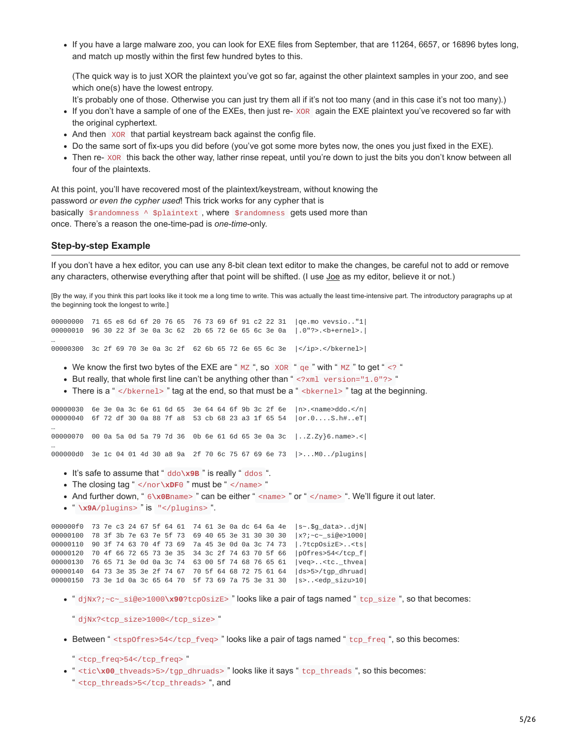- If you have a large malware zoo, you can look for EXE files from September, that are 11264, 6657, or 16896 bytes long, and match up mostly within the first few hundred bytes to this.

  (The quick way is to just XOR the plaintext you've got so far, against the other plaintext samples in your zoo, and see which one(s) have the lowest entropy.
  It's probably one of those. Otherwise you can just try them all if it's not too many (and in this case it's not too many).)
- If you don't have a sample of one of the EXEs, then just re- `XOR` again the EXE plaintext you've recovered so far with the original cyphertext.
- And then `XOR` that partial keystream back against the config file.
- Do the same sort of fix-ups you did before (you've got some more bytes now, the ones you just fixed in the EXE).
- Then re- `XOR` this back the other way, lather rinse repeat, until you're down to just the bits you don't know between all four of the plaintexts.

At this point, you'll have recovered most of the plaintext/keystream, without knowing the password *or even the cypher used*! This trick works for any cypher that is basically `$randomness ^ $plaintext`, where `$randomness` gets used more than once. There's a reason the one-time-pad is *one-time*-only.

## Step-by-step Example

If you don't have a hex editor, you can use any 8-bit clean text editor to make the changes, be careful not to add or remove any characters, otherwise everything after that point will be shifted. (I use Joe as my editor, believe it or not.)

[By the way, if you think this part looks like it took me a long time to write. This was actually the least time-intensive part. The introductory paragraphs up at the beginning took the longest to write.]

```
00000000  71 65 e8 6d 6f 20 76 65  76 73 69 6f 91 c2 22 31  |qe.mo vevsio.."1|
00000010  96 30 22 3f 3e 0a 3c 62  2b 65 72 6e 65 6c 3e 0a  |.0"?>.<b+ernel>.|
…
00000300  3c 2f 69 70 3e 0a 3c 2f  62 6b 65 72 6e 65 6c 3e  |</ip>.</bkernel>|
```

- We know the first two bytes of the EXE are " `MZ` ", so `XOR` " `qe` " with " `MZ` " to get " `<?` "
- But really, that whole first line can't be anything other than " `<?xml version="1.0"?>` "
- There is a " `</bkernel>` " tag at the end, so that must be a " `<bkernel>` " tag at the beginning.

```
00000030  6e 3e 0a 3c 6e 61 6d 65  3e 64 64 6f 9b 3c 2f 6e  |n>.<name>ddo.</n|
00000040  6f 72 df 30 0a 88 7f a8  53 cb 68 23 a3 1f 65 54  |or.0....S.h#..eT|
…
00000070  00 0a 5a 0d 5a 79 7d 36  0b 6e 61 6d 65 3e 0a 3c  |..Z.Zy}6.name>.<|
…
000000d0  3e 1c 04 01 4d 30 a8 9a  2f 70 6c 75 67 69 6e 73  |>...M0../plugins|
```

- It's safe to assume that " `ddo\x9B` " is really " `ddos` ".
- The closing tag " `</nor\xDF0` " must be " `</name>` "
- And further down, " `6\x0Bname>` " can be either " `<name>` " or " `</name>` ". We'll figure it out later.
- " `\x9A/plugins>` " is `"</plugins>` ".

```
000000f0  73 7e c3 24 67 5f 64 61  74 61 3e 0a dc 64 6a 4e  |s~.$g_data>..djN|
00000100  78 3f 3b 7e 63 7e 5f 73  69 40 65 3e 31 30 30 30  |x?;~c~_si@e>1000|
00000110  90 3f 74 63 70 4f 73 69  7a 45 3e 0d 0a 3c 74 73  |.?tcpOsizE>..<ts|
00000120  70 4f 66 72 65 73 3e 35  34 3c 2f 74 63 70 5f 66  |pOfres>54</tcp_f|
00000130  76 65 71 3e 0d 0a 3c 74  63 00 5f 74 68 76 65 61  |veq>..<tc._thvea|
00000140  64 73 3e 35 3e 2f 74 67  70 5f 64 68 72 75 61 64  |ds>5>/tgp_dhruad|
00000150  73 3e 1d 0a 3c 65 64 70  5f 73 69 7a 75 3e 31 30  |s>..<edp_sizu>10|
```

- " `djNx?;~c~_si@e>1000\x90?tcpOsizE>` " looks like a pair of tags named " `tcp_size` ", so that becomes:

  " `djNx?<tcp_size>1000</tcp_size>` "
- Between " `<tspOfres>54</tcp_fveq>` " looks like a pair of tags named " `tcp_freq` ", so this becomes:

  " `<tcp_freq>54</tcp_freq>` "
- " `<tic\x00_thveads>5>/tgp_dhruads>` " looks like it says " `tcp_threads` ", so this becomes:
  " `<tcp_threads>5</tcp_threads>` ", and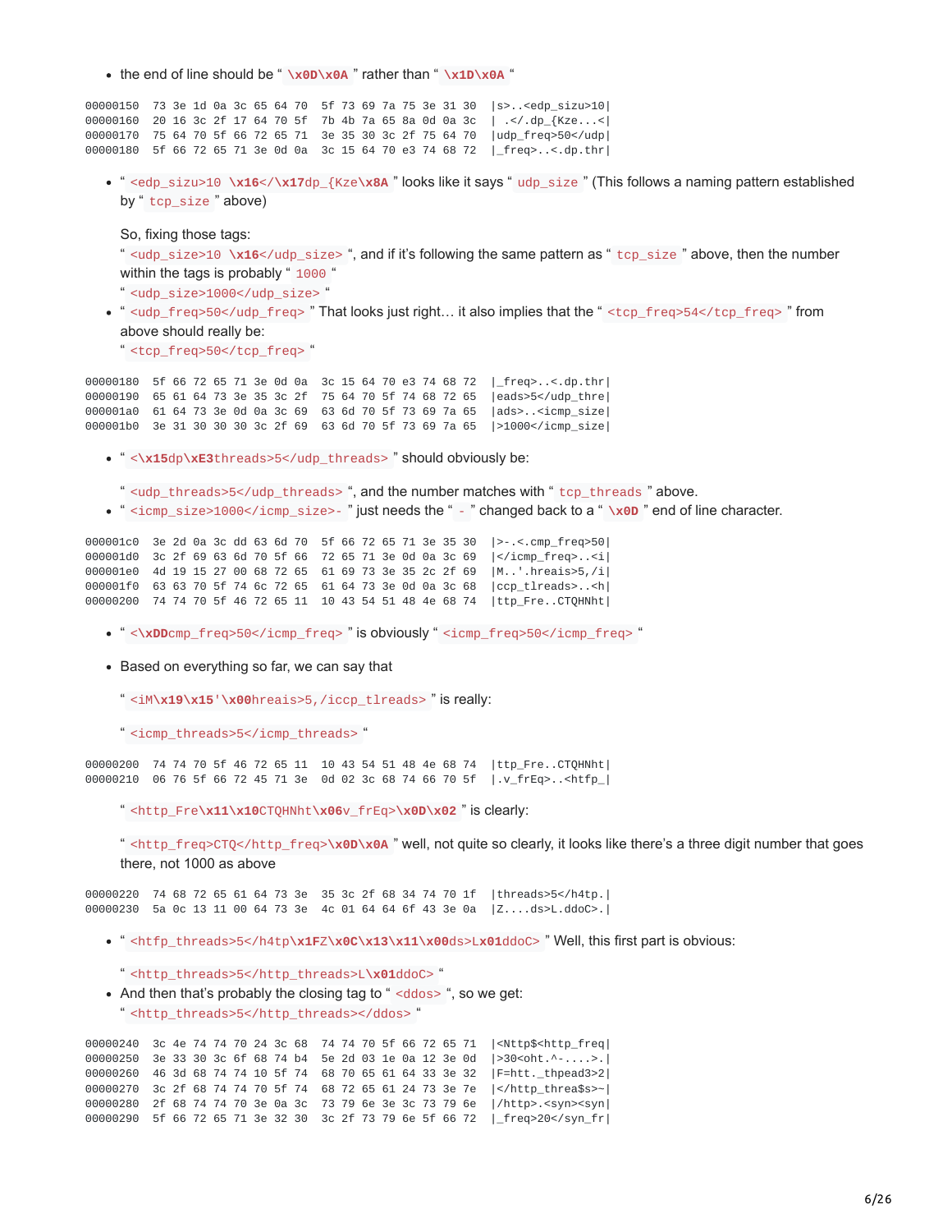- the end of line should be " `\x0D\x0A` " rather than " `\x1D\x0A` "

```
00000150  73 3e 1d 0a 3c 65 64 70  5f 73 69 7a 75 3e 31 30  |s>..<edp_sizu>10|
00000160  20 16 3c 2f 17 64 70 5f  7b 4b 7a 65 8a 0d 0a 3c  | .</.dp_{Kze...<|
00000170  75 64 70 5f 66 72 65 71  3e 35 30 3c 2f 75 64 70  |udp_freq>50</udp|
00000180  5f 66 72 65 71 3e 0d 0a  3c 15 64 70 e3 74 68 72  |_freq>..<.dp.thr|
```

- " `<edp_sizu>10 \x16</\x17dp_{Kze\x8A` " looks like it says " `udp_size` " (This follows a naming pattern established by " `tcp_size` " above)

  So, fixing those tags:
  " `<udp_size>10 \x16</udp_size>` ", and if it's following the same pattern as " `tcp_size` " above, then the number within the tags is probably " `1000` "
  " `<udp_size>1000</udp_size>` "
- " `<udp_freq>50</udp_freq>` " That looks just right… it also implies that the " `<tcp_freq>54</tcp_freq>` " from above should really be:
  " `<tcp_freq>50</tcp_freq>` "

```
00000180  5f 66 72 65 71 3e 0d 0a  3c 15 64 70 e3 74 68 72  |_freq>..<.dp.thr|
00000190  65 61 64 73 3e 35 3c 2f  75 64 70 5f 74 68 72 65  |eads>5</udp_thre|
000001a0  61 64 73 3e 0d 0a 3c 69  63 6d 70 5f 73 69 7a 65  |ads>..<icmp_size|
000001b0  3e 31 30 30 30 3c 2f 69  63 6d 70 5f 73 69 7a 65  |>1000</icmp_size|
```

- " `<\x15dp\xE3threads>5</udp_threads>` " should obviously be:

  " `<udp_threads>5</udp_threads>` ", and the number matches with " `tcp_threads` " above.
- " `<icmp_size>1000</icmp_size>-` " just needs the " `-` " changed back to a " `\x0D` " end of line character.

```
000001c0  3e 2d 0a 3c dd 63 6d 70  5f 66 72 65 71 3e 35 30  |>-.<.cmp_freq>50|
000001d0  3c 2f 69 63 6d 70 5f 66  72 65 71 3e 0d 0a 3c 69  |</icmp_freq>..<i|
000001e0  4d 19 15 27 00 68 72 65  61 69 73 3e 35 2c 2f 69  |M..'.hreais>5,/i|
000001f0  63 63 70 5f 74 6c 72 65  61 64 73 3e 0d 0a 3c 68  |ccp_tlreads>..<h|
00000200  74 74 70 5f 46 72 65 11  10 43 54 51 48 4e 68 74  |ttp_Fre..CTQHNht|
```

- " `<\xDDcmp_freq>50</icmp_freq>` " is obviously " `<icmp_freq>50</icmp_freq>` "

- Based on everything so far, we can say that

  " `<iM\x19\x15'\x00hreais>5,/iccp_tlreads>` " is really:

  " `<icmp_threads>5</icmp_threads>` "

```
00000200  74 74 70 5f 46 72 65 11  10 43 54 51 48 4e 68 74  |ttp_Fre..CTQHNht|
00000210  06 76 5f 66 72 45 71 3e  0d 02 3c 68 74 66 70 5f  |.v_frEq>..<htfp_|
```

  " `<http_Fre\x11\x10CTQHNht\x06v_frEq>\x0D\x02` " is clearly:

  " `<http_freq>CTQ</http_freq>\x0D\x0A` " well, not quite so clearly, it looks like there's a three digit number that goes there, not 1000 as above

```
00000220  74 68 72 65 61 64 73 3e  35 3c 2f 68 34 74 70 1f  |threads>5</h4tp.|
00000230  5a 0c 13 11 00 64 73 3e  4c 01 64 64 6f 43 3e 0a  |Z....ds>L.ddoC>.|
```

- " `<htfp_threads>5</h4tp\x1FZ\x0C\x13\x11\x00ds>Lx01ddoC>` " Well, this first part is obvious:

  " `<http_threads>5</http_threads>L\x01ddoC>` "
- And then that's probably the closing tag to " `<ddos>` ", so we get:
  " `<http_threads>5</http_threads></ddos>` "

```
00000240  3c 4e 74 74 70 24 3c 68  74 74 70 5f 66 72 65 71  |<Nttp$<http_freq|
00000250  3e 33 30 3c 6f 68 74 b4  5e 2d 03 1e 0a 12 3e 0d  |>30<oht.^-....>.|
00000260  46 3d 68 74 74 10 5f 74  68 70 65 61 64 33 3e 32  |F=htt._thpead3>2|
00000270  3c 2f 68 74 74 70 5f 74  68 72 65 61 24 73 3e 7e  |</http_threa$s>~|
00000280  2f 68 74 74 70 3e 0a 3c  73 79 6e 3e 3c 73 79 6e  |/http>.<syn><syn|
00000290  5f 66 72 65 71 3e 32 30  3c 2f 73 79 6e 5f 66 72  |_freq>20</syn_fr|
```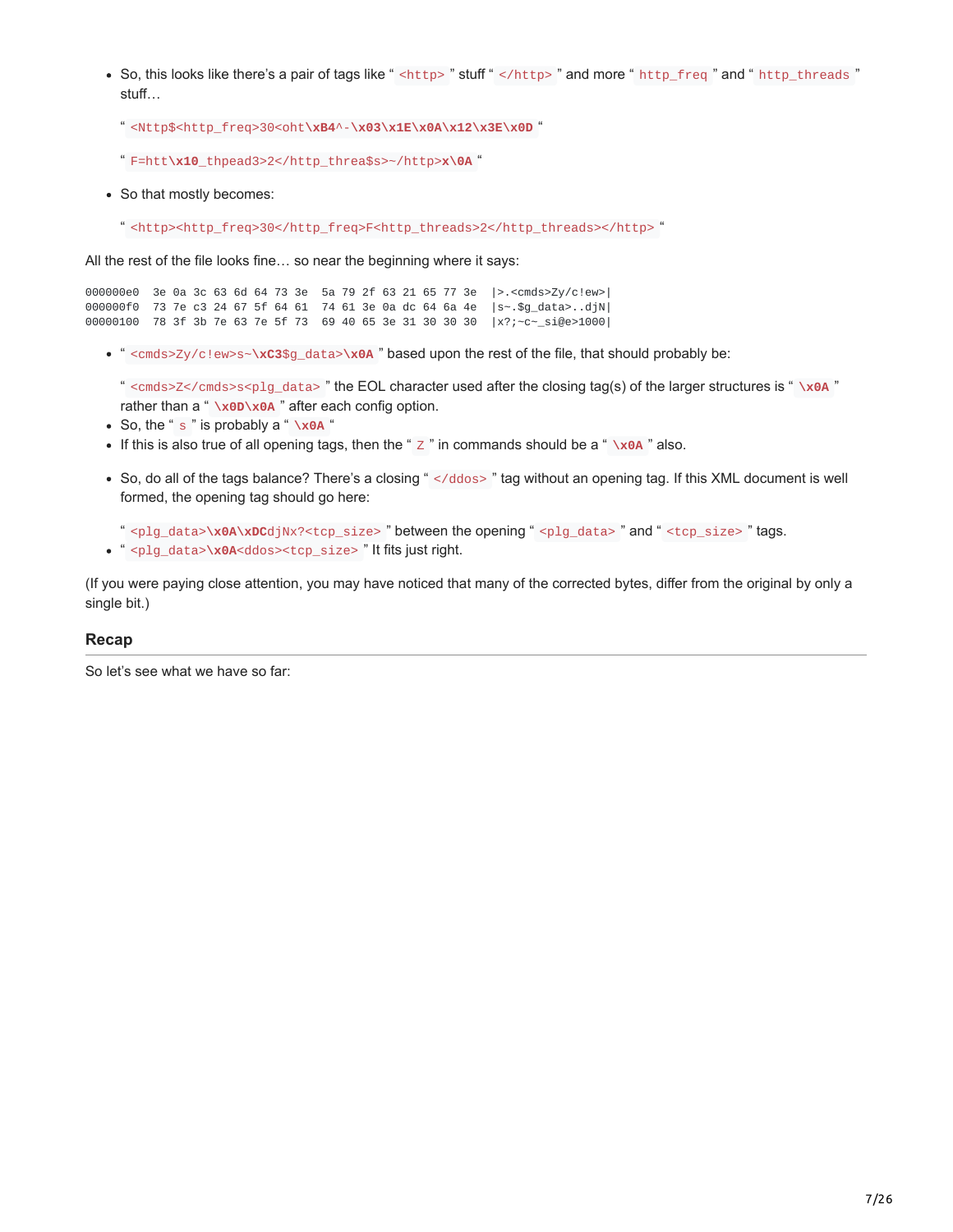- So, this looks like there's a pair of tags like " `<http>` " stuff " `</http>` " and more " `http_freq` " and " `http_threads` " stuff…

  " `<Nttp$<http_freq>30<oht\xB4^-\x03\x1E\x0A\x12\x3E\x0D` "

  " `F=htt\x10_thpead3>2</http_threa$s>~/http>x\0A` "

- So that mostly becomes:

  " `<http><http_freq>30</http_freq>F<http_threads>2</http_threads></http>` "

All the rest of the file looks fine… so near the beginning where it says:

```
000000e0  3e 0a 3c 63 6d 64 73 3e  5a 79 2f 63 21 65 77 3e  |>.<cmds>Zy/c!ew>|
000000f0  73 7e c3 24 67 5f 64 61  74 61 3e 0a dc 64 6a 4e  |s~.$g_data>..djN|
00000100  78 3f 3b 7e 63 7e 5f 73  69 40 65 3e 31 30 30 30  |x?;~c~_si@e>1000|
```

- " `<cmds>Zy/c!ew>s~\xC3$g_data>\x0A` " based upon the rest of the file, that should probably be:

  " `<cmds>Z</cmds>s<plg_data>` " the EOL character used after the closing tag(s) of the larger structures is " `\x0A` " rather than a " `\x0D\x0A` " after each config option.
- So, the " `s` " is probably a " `\x0A` "
- If this is also true of all opening tags, then the " `Z` " in commands should be a " `\x0A` " also.

- So, do all of the tags balance? There's a closing " `</ddos>` " tag without an opening tag. If this XML document is well formed, the opening tag should go here:

  " `<plg_data>\x0A\xDCdjNx?<tcp_size>` " between the opening " `<plg_data>` " and " `<tcp_size>` " tags.
- " `<plg_data>\x0A<ddos><tcp_size>` " It fits just right.

(If you were paying close attention, you may have noticed that many of the corrected bytes, differ from the original by only a single bit.)

## Recap

So let's see what we have so far: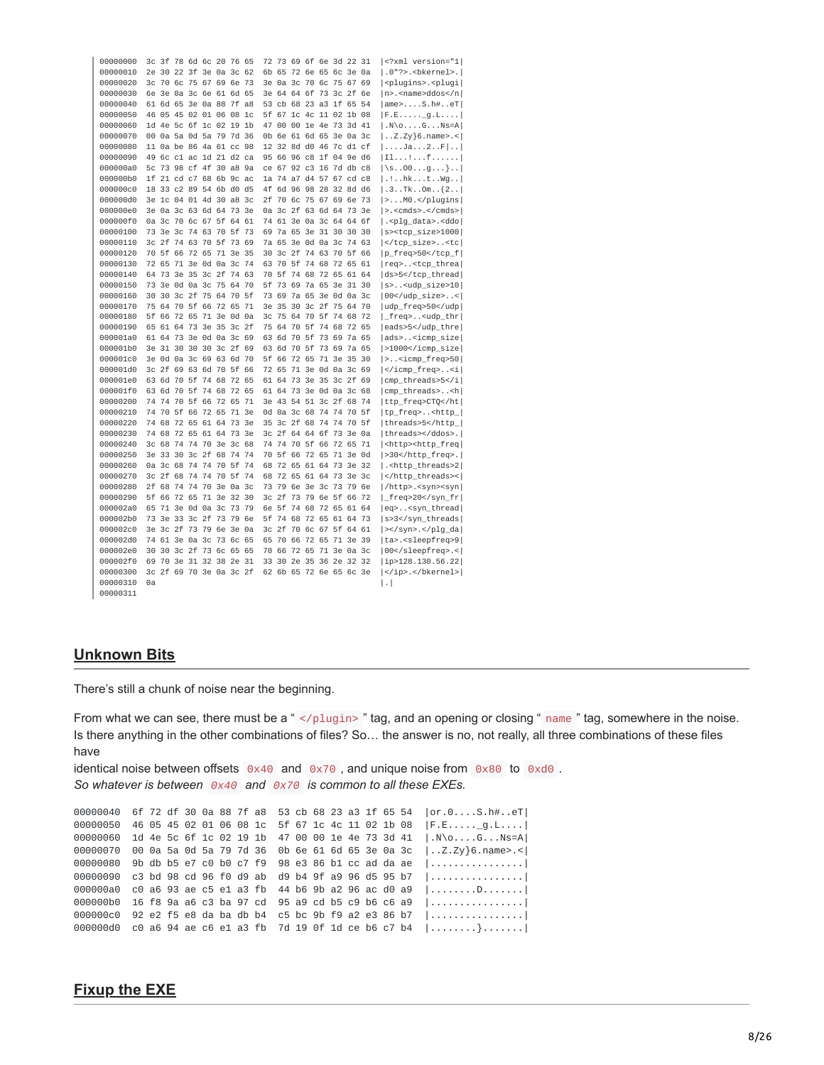```
00000000  3c 3f 78 6d 6c 20 76 65  72 73 69 6f 6e 3d 22 31  |<?xml version="1|
00000010  2e 30 22 3f 3e 0a 3c 62  6b 65 72 6e 65 6c 3e 0a  |.0"?>.<bkernel>.|
00000020  3c 70 6c 75 67 69 6e 73  3e 0a 3c 70 6c 75 67 69  |<plugins>.<plugi|
00000030  6e 3e 0a 3c 6e 61 6d 65  3e 64 64 6f 73 3c 2f 6e  |n>.<name>ddos</n|
00000040  61 6d 65 3e 0a 88 7f a8  53 cb 68 23 a3 1f 65 54  |ame>....S.h#..eT|
00000050  46 05 45 02 01 06 08 1c  5f 67 1c 4c 11 02 1b 08  |F.E....._g.L....|
00000060  1d 4e 5c 6f 1c 02 19 1b  47 00 00 1e 4e 73 3d 41  |.N\o....G...Ns=A|
00000070  00 0a 5a 0d 5a 79 7d 36  0b 6e 61 6d 65 3e 0a 3c  |..Z.Zy}6.name>.<|
00000080  11 0a be 86 4a 61 cc 98  12 32 8d d0 46 7c d1 cf  |....Ja...2..F|..|
00000090  49 6c c1 ac 1d 21 d2 ca  95 66 96 c8 1f 04 9e d6  |Il...!...f......|
000000a0  5c 73 98 cf 4f 30 a8 9a  ce 67 92 c3 16 7d db c8  |\s..O0...g...}..|
000000b0  1f 21 cd c7 68 6b 9c ac  1a 74 a7 d4 57 67 cd c8  |.!..hk...t..Wg..|
000000c0  18 33 c2 89 54 6b d0 d5  4f 6d 96 98 28 32 8d d6  |.3..Tk..Om..(2..|
000000d0  3e 1c 04 01 4d 30 a8 3c  2f 70 6c 75 67 69 6e 73  |>...M0.</plugins|
000000e0  3e 0a 3c 63 6d 64 73 3e  0a 3c 2f 63 6d 64 73 3e  |>.<cmds>.</cmds>|
000000f0  0a 3c 70 6c 67 5f 64 61  74 61 3e 0a 3c 64 64 6f  |.<plg_data>.<ddo|
00000100  73 3e 3c 74 63 70 5f 73  69 7a 65 3e 31 30 30 30  |s><tcp_size>1000|
00000110  3c 2f 74 63 70 5f 73 69  7a 65 3e 0d 0a 3c 74 63  |</tcp_size>..<tc|
00000120  70 5f 66 72 65 71 3e 35  30 3c 2f 74 63 70 5f 66  |p_freq>50</tcp_f|
00000130  72 65 71 3e 0d 0a 3c 74  63 70 5f 74 68 72 65 61  |req>..<tcp_threa|
00000140  64 73 3e 35 3c 2f 74 63  70 5f 74 68 72 65 61 64  |ds>5</tcp_thread|
00000150  73 3e 0d 0a 3c 75 64 70  5f 73 69 7a 65 3e 31 30  |s>..<udp_size>10|
00000160  30 30 3c 2f 75 64 70 5f  73 69 7a 65 3e 0d 0a 3c  |00</udp_size>..<|
00000170  75 64 70 5f 66 72 65 71  3e 35 30 3c 2f 75 64 70  |udp_freq>50</udp|
00000180  5f 66 72 65 71 3e 0d 0a  3c 75 64 70 5f 74 68 72  |_freq>..<udp_thr|
00000190  65 61 64 73 3e 35 3c 2f  75 64 70 5f 74 68 72 65  |eads>5</udp_thre|
000001a0  61 64 73 3e 0d 0a 3c 69  63 6d 70 5f 73 69 7a 65  |ads>..<icmp_size|
000001b0  3e 31 30 30 30 3c 2f 69  63 6d 70 5f 73 69 7a 65  |>1000</icmp_size|
000001c0  3e 0d 0a 3c 69 63 6d 70  5f 66 72 65 71 3e 35 30  |>..<icmp_freq>50|
000001d0  3c 2f 69 63 6d 70 5f 66  72 65 71 3e 0d 0a 3c 69  |</icmp_freq>..<i|
000001e0  63 6d 70 5f 74 68 72 65  61 64 73 3e 35 3c 2f 69  |cmp_threads>5</i|
000001f0  63 6d 70 5f 74 68 72 65  61 64 73 3e 0d 0a 3c 68  |cmp_threads>..<h|
00000200  74 74 70 5f 66 72 65 71  3e 43 54 51 3c 2f 68 74  |ttp_freq>CTQ</ht|
00000210  74 70 5f 66 72 65 71 3e  0d 0a 3c 68 74 74 70 5f  |tp_freq>..<http_|
00000220  74 68 72 65 61 64 73 3e  35 3c 2f 68 74 74 70 5f  |threads>5</http_|
00000230  74 68 72 65 61 64 73 3e  3c 2f 64 64 6f 73 3e 0a  |threads></ddos>.|
00000240  3c 68 74 74 70 3e 3c 68  74 74 70 5f 66 72 65 71  |<http><http_freq|
00000250  3e 33 30 3c 2f 68 74 74  70 5f 66 72 65 71 3e 0d  |>30</http_freq>.|
00000260  0a 3c 68 74 74 70 5f 74  68 72 65 61 64 73 3e 32  |.<http_threads>2|
00000270  3c 2f 68 74 74 70 5f 74  68 72 65 61 64 73 3e 3c  |</http_threads><|
00000280  2f 68 74 74 70 3e 0a 3c  73 79 6e 3e 3c 73 79 6e  |/http>.<syn><syn|
00000290  5f 66 72 65 71 3e 32 30  3c 2f 73 79 6e 5f 66 72  |_freq>20</syn_fr|
000002a0  65 71 3e 0d 0a 3c 73 79  6e 5f 74 68 72 65 61 64  |eq>..<syn_thread|
000002b0  73 3e 33 3c 2f 73 79 6e  5f 74 68 72 65 61 64 73  |s>3</syn_threads|
000002c0  3e 3c 2f 73 79 6e 3e 0a  3c 2f 70 6c 67 5f 64 61  |></syn>.</plg_da|
000002d0  74 61 3e 0a 3c 73 6c 65  65 70 66 72 65 71 3e 39  |ta>.<sleepfreq>9|
000002e0  30 30 3c 2f 73 6c 65 65  70 66 72 65 71 3e 0a 3c  |00</sleepfreq>.<|
000002f0  69 70 3e 31 32 38 2e 31  33 30 2e 35 36 2e 32 32  |ip>128.130.56.22|
00000300  3c 2f 69 70 3e 0a 3c 2f  62 6b 65 72 6e 65 6c 3e  |</ip>.</bkernel>|
00000310  0a                                                |.|
00000311
```

## Unknown Bits

There's still a chunk of noise near the beginning.

From what we can see, there must be a " `</plugin>` " tag, and an opening or closing " `name` " tag, somewhere in the noise. Is there anything in the other combinations of files? So… the answer is no, not really, all three combinations of these files have

identical noise between offsets `0x40` and `0x70` , and unique noise from `0x80` to `0xd0` .
*So whatever is between `0x40` and `0x70` is common to all these EXEs.*

```
00000040  6f 72 df 30 0a 88 7f a8  53 cb 68 23 a3 1f 65 54  |or.0....S.h#..eT|
00000050  46 05 45 02 01 06 08 1c  5f 67 1c 4c 11 02 1b 08  |F.E....._g.L....|
00000060  1d 4e 5c 6f 1c 02 19 1b  47 00 00 1e 4e 73 3d 41  |.N\o....G...Ns=A|
00000070  00 0a 5a 0d 5a 79 7d 36  0b 6e 61 6d 65 3e 0a 3c  |..Z.Zy}6.name>.<|
00000080  9b db b5 e7 c0 b0 c7 f9  98 e3 86 b1 cc ad da ae  |................|
00000090  c3 bd 98 cd 96 f0 d9 ab  d9 b4 9f a9 96 d5 95 b7  |................|
000000a0  c0 a6 93 ae c5 e1 a3 fb  44 b6 9b a2 96 ac d0 a9  |........D.......|
000000b0  16 f8 9a a6 c3 ba 97 cd  95 a9 cd b5 c9 b6 c6 a9  |................|
000000c0  92 e2 f5 e8 da ba db b4  c5 bc 9b f9 a2 e3 86 b7  |................|
000000d0  c0 a6 94 ae c6 e1 a3 fb  7d 19 0f 1d ce b6 c7 b4  |........}.......|
```

## Fixup the EXE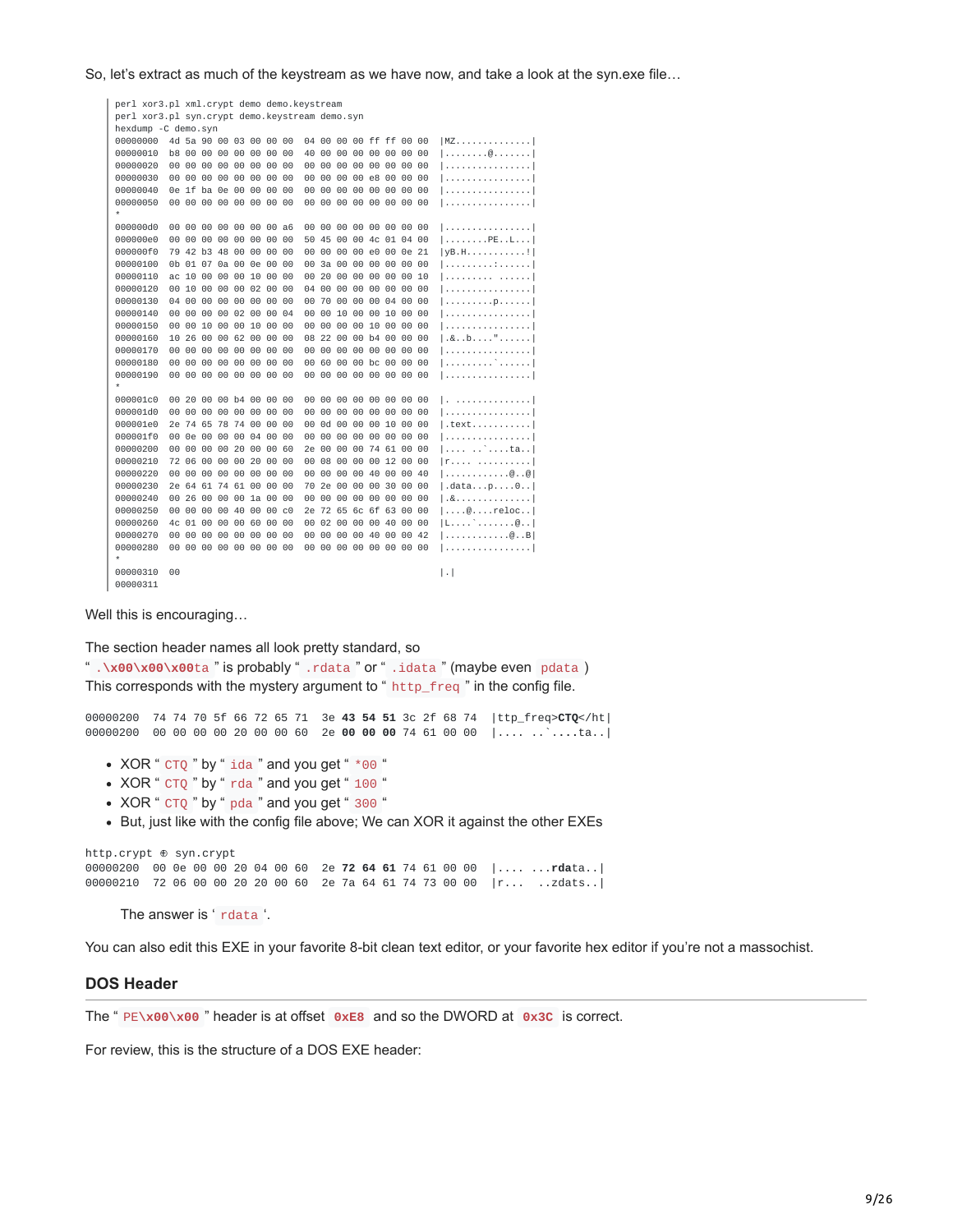So, let's extract as much of the keystream as we have now, and take a look at the syn.exe file…

```
perl xor3.pl xml.crypt demo demo.keystream
perl xor3.pl syn.crypt demo.keystream demo.syn
hexdump -C demo.syn
00000000  4d 5a 90 00 03 00 00 00  04 00 00 00 ff ff 00 00  |MZ..............|
00000010  b8 00 00 00 00 00 00 00  40 00 00 00 00 00 00 00  |........@.......|
00000020  00 00 00 00 00 00 00 00  00 00 00 00 00 00 00 00  |................|
00000030  00 00 00 00 00 00 00 00  00 00 00 00 e8 00 00 00  |................|
00000040  0e 1f ba 0e 00 00 00 00  00 00 00 00 00 00 00 00  |................|
00000050  00 00 00 00 00 00 00 00  00 00 00 00 00 00 00 00  |................|
*
000000d0  00 00 00 00 00 00 00 a6  00 00 00 00 00 00 00 00  |................|
000000e0  00 00 00 00 00 00 00 00  50 45 00 00 4c 01 04 00  |........PE..L...|
000000f0  79 42 b3 48 00 00 00 00  00 00 00 00 e0 00 0e 21  |yB.H...........!|
00000100  0b 01 07 0a 00 0e 00 00  00 3a 00 00 00 00 00 00  |.........:......|
00000110  ac 10 00 00 00 10 00 00  00 20 00 00 00 00 00 10  |......... ......|
00000120  00 10 00 00 00 02 00 00  04 00 00 00 00 00 00 00  |................|
00000130  04 00 00 00 00 00 00 00  00 70 00 00 00 04 00 00  |.........p......|
00000140  00 00 00 00 02 00 00 04  00 00 10 00 00 10 00 00  |................|
00000150  00 00 10 00 00 10 00 00  00 00 00 00 10 00 00 00  |................|
00000160  10 26 00 00 62 00 00 00  08 22 00 00 b4 00 00 00  |.&..b....".......|
00000170  00 00 00 00 00 00 00 00  00 00 00 00 00 00 00 00  |................|
00000180  00 00 00 00 00 00 00 00  00 60 00 00 bc 00 00 00  |.........`......|
00000190  00 00 00 00 00 00 00 00  00 00 00 00 00 00 00 00  |................|
*
000001c0  00 20 00 00 b4 00 00 00  00 00 00 00 00 00 00 00  |. ..............|
000001d0  00 00 00 00 00 00 00 00  00 00 00 00 00 00 00 00  |................|
000001e0  2e 74 65 78 74 00 00 00  00 0d 00 00 00 10 00 00  |.text...........|
000001f0  00 0e 00 00 00 04 00 00  00 00 00 00 00 00 00 00  |................|
00000200  00 00 00 00 20 00 00 60  2e 00 00 00 74 61 00 00  |.... ..`....ta..|
00000210  72 06 00 00 00 20 00 00  00 08 00 00 00 12 00 00  |r.... ..........|
00000220  00 00 00 00 00 00 00 00  00 00 00 00 40 00 00 40  |............@..@|
00000230  2e 64 61 74 61 00 00 00  70 2e 00 00 00 30 00 00  |.data...p....0..|
00000240  00 26 00 00 00 1a 00 00  00 00 00 00 00 00 00 00  |.&..............|
00000250  00 00 00 00 40 00 00 c0  2e 72 65 6c 6f 63 00 00  |....@....reloc..|
00000260  4c 01 00 00 00 60 00 00  00 02 00 00 00 40 00 00  |L....`.......@..|
00000270  00 00 00 00 00 00 00 00  00 00 00 00 40 00 00 42  |............@..B|
00000280  00 00 00 00 00 00 00 00  00 00 00 00 00 00 00 00  |................|
*
00000310  00                                                |.|
00000311
```

Well this is encouraging…

The section header names all look pretty standard, so
" `.\x00\x00\x00ta` " is probably " `.rdata` " or " `.idata` " (maybe even `pdata` )
This corresponds with the mystery argument to " `http_freq` " in the config file.

```
00000200  74 74 70 5f 66 72 65 71  3e 43 54 51 3c 2f 68 74  |ttp_freq>CTQ</ht|
00000200  00 00 00 00 20 00 00 60  2e 00 00 00 74 61 00 00  |.... ..`....ta..|
```

- XOR " `CTQ` " by " `ida` " and you get " `*00` "
- XOR " `CTQ` " by " `rda` " and you get " `100` "
- XOR " `CTQ` " by " `pda` " and you get " `300` "
- But, just like with the config file above; We can XOR it against the other EXEs

```
http.crypt ⊕ syn.crypt
00000200  00 0e 00 00 20 04 00 60  2e 72 64 61 74 61 00 00  |.... ...rdata..|
00000210  72 06 00 00 20 20 00 60  2e 7a 64 61 74 73 00 00  |r...  ..zdats..|
```

> The answer is ' `rdata` '.

You can also edit this EXE in your favorite 8-bit clean text editor, or your favorite hex editor if you're not a massochist.

### DOS Header

The " `PE\x00\x00` " header is at offset **0xE8** and so the DWORD at **0x3C** is correct.

For review, this is the structure of a DOS EXE header: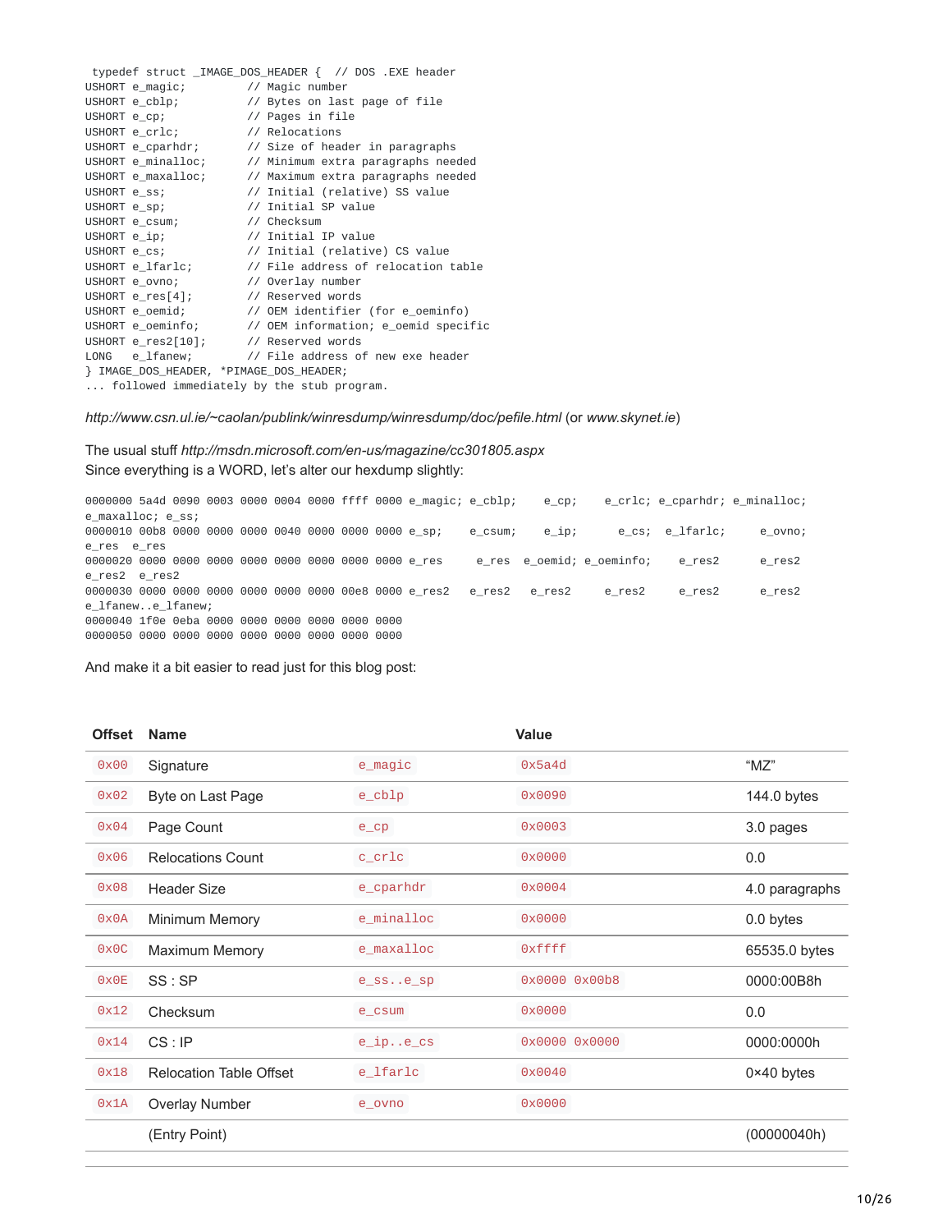```
typedef struct _IMAGE_DOS_HEADER {  // DOS .EXE header
USHORT e_magic;          // Magic number
USHORT e_cblp;           // Bytes on last page of file
USHORT e_cp;             // Pages in file
USHORT e_crlc;           // Relocations
USHORT e_cparhdr;        // Size of header in paragraphs
USHORT e_minalloc;       // Minimum extra paragraphs needed
USHORT e_maxalloc;       // Maximum extra paragraphs needed
USHORT e_ss;             // Initial (relative) SS value
USHORT e_sp;             // Initial SP value
USHORT e_csum;           // Checksum
USHORT e_ip;             // Initial IP value
USHORT e_cs;             // Initial (relative) CS value
USHORT e_lfarlc;         // File address of relocation table
USHORT e_ovno;           // Overlay number
USHORT e_res[4];         // Reserved words
USHORT e_oemid;          // OEM identifier (for e_oeminfo)
USHORT e_oeminfo;        // OEM information; e_oemid specific
USHORT e_res2[10];       // Reserved words
LONG   e_lfanew;         // File address of new exe header
} IMAGE_DOS_HEADER, *PIMAGE_DOS_HEADER;
... followed immediately by the stub program.
```

*http://www.csn.ul.ie/~caolan/publink/winresdump/winresdump/doc/pefile.html* (or *www.skynet.ie*)

The usual stuff *http://msdn.microsoft.com/en-us/magazine/cc301805.aspx*
Since everything is a WORD, let's alter our hexdump slightly:

```
0000000 5a4d 0090 0003 0000 0004 0000 ffff 0000 e_magic; e_cblp;    e_cp;    e_crlc; e_cparhdr; e_minalloc;
e_maxalloc; e_ss;
0000010 00b8 0000 0000 0000 0040 0000 0000 0000 e_sp;    e_csum;    e_ip;      e_cs;  e_lfarlc;     e_ovno;
e_res  e_res
0000020 0000 0000 0000 0000 0000 0000 0000 0000 e_res     e_res  e_oemid; e_oeminfo;    e_res2      e_res2
e_res2  e_res2
0000030 0000 0000 0000 0000 0000 0000 00e8 0000 e_res2   e_res2   e_res2     e_res2     e_res2      e_res2
e_lfanew..e_lfanew;
0000040 1f0e 0eba 0000 0000 0000 0000 0000 0000
0000050 0000 0000 0000 0000 0000 0000 0000 0000
```

And make it a bit easier to read just for this blog post:

| Offset | Name | | Value | |
|---|---|---|---|---|
| 0x00 | Signature | e_magic | 0x5a4d | "MZ" |
| 0x02 | Byte on Last Page | e_cblp | 0x0090 | 144.0 bytes |
| 0x04 | Page Count | e_cp | 0x0003 | 3.0 pages |
| 0x06 | Relocations Count | c_crlc | 0x0000 | 0.0 |
| 0x08 | Header Size | e_cparhdr | 0x0004 | 4.0 paragraphs |
| 0x0A | Minimum Memory | e_minalloc | 0x0000 | 0.0 bytes |
| 0x0C | Maximum Memory | e_maxalloc | 0xffff | 65535.0 bytes |
| 0x0E | SS : SP | e_ss..e_sp | 0x0000 0x00b8 | 0000:00B8h |
| 0x12 | Checksum | e_csum | 0x0000 | 0.0 |
| 0x14 | CS : IP | e_ip..e_cs | 0x0000 0x0000 | 0000:0000h |
| 0x18 | Relocation Table Offset | e_lfarlc | 0x0040 | 0×40 bytes |
| 0x1A | Overlay Number | e_ovno | 0x0000 | |
| | (Entry Point) | | | (00000040h) |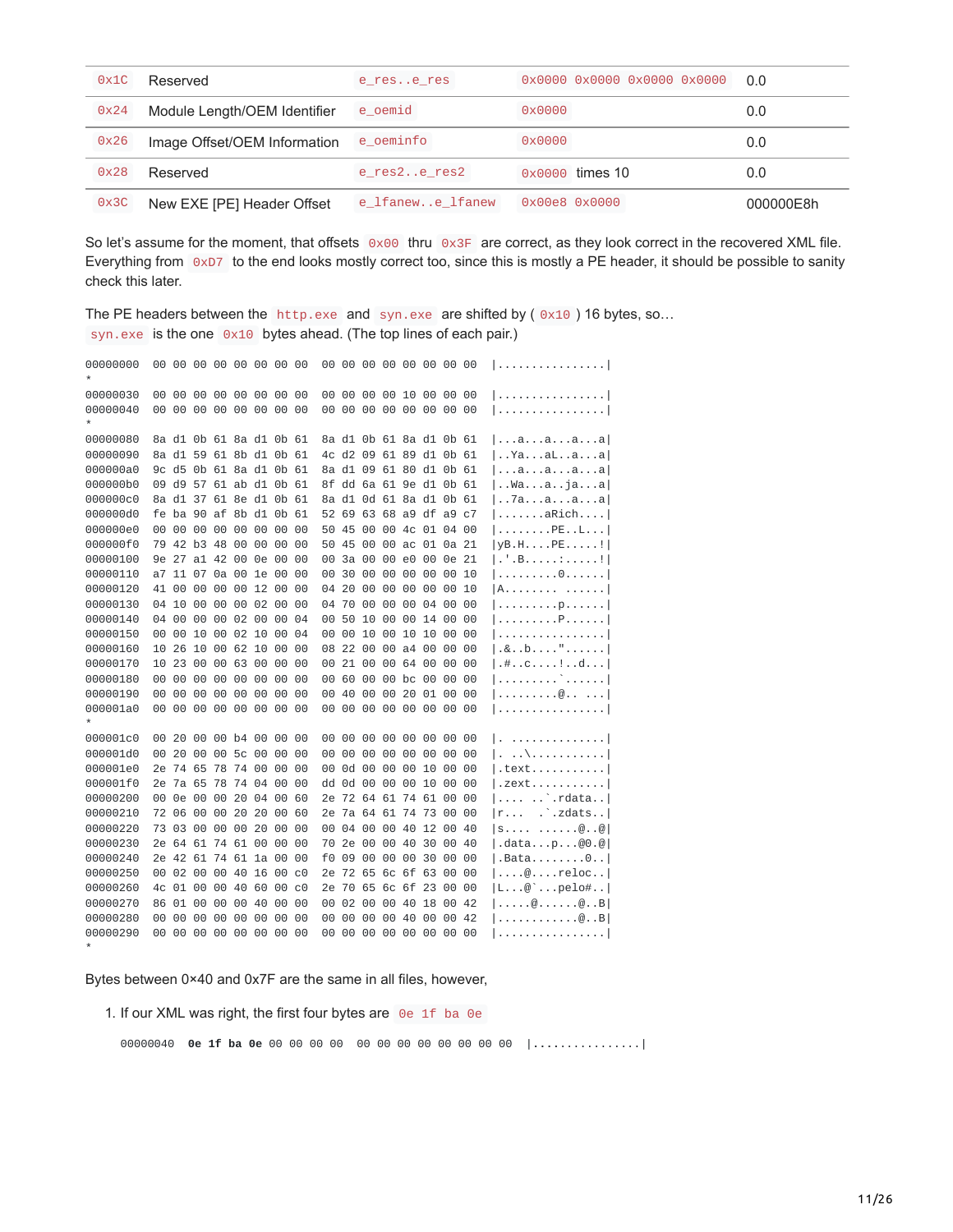| 0x1C | Reserved | e_res..e_res | 0x0000 0x0000 0x0000 0x0000 | 0.0 |
|---|---|---|---|---|
| 0x24 | Module Length/OEM Identifier | e_oemid | 0x0000 | 0.0 |
| 0x26 | Image Offset/OEM Information | e_oeminfo | 0x0000 | 0.0 |
| 0x28 | Reserved | e_res2..e_res2 | 0x0000 times 10 | 0.0 |
| 0x3C | New EXE [PE] Header Offset | e_lfanew..e_lfanew | 0x00e8 0x0000 | 000000E8h |

So let's assume for the moment, that offsets `0x00` thru `0x3F` are correct, as they look correct in the recovered XML file. Everything from `0xD7` to the end looks mostly correct too, since this is mostly a PE header, it should be possible to sanity check this later.

The PE headers between the `http.exe` and `syn.exe` are shifted by ( `0x10` ) 16 bytes, so… `syn.exe` is the one `0x10` bytes ahead. (The top lines of each pair.)

```
00000000  00 00 00 00 00 00 00 00  00 00 00 00 00 00 00 00  |................|
*
00000030  00 00 00 00 00 00 00 00  00 00 00 00 10 00 00 00  |................|
00000040  00 00 00 00 00 00 00 00  00 00 00 00 00 00 00 00  |................|
*
00000080  8a d1 0b 61 8a d1 0b 61  8a d1 0b 61 8a d1 0b 61  |...a...a...a...a|
00000090  8a d1 59 61 8b d1 0b 61  4c d2 09 61 89 d1 0b 61  |..Ya...aL..a...a|
000000a0  9c d5 0b 61 8a d1 0b 61  8a d1 09 61 80 d1 0b 61  |...a...a...a...a|
000000b0  09 d9 57 61 ab d1 0b 61  8f dd 6a 61 9e d1 0b 61  |..Wa...a..ja...a|
000000c0  8a d1 37 61 8e d1 0b 61  8a d1 0d 61 8a d1 0b 61  |..7a...a...a...a|
000000d0  fe ba 90 af 8b d1 0b 61  52 69 63 68 a9 df a9 c7  |.......aRich....|
000000e0  00 00 00 00 00 00 00 00  50 45 00 00 4c 01 04 00  |........PE..L...|
000000f0  79 42 b3 48 00 00 00 00  50 45 00 00 ac 01 0a 21  |yB.H....PE.....!|
00000100  9e 27 a1 42 00 0e 00 00  00 3a 00 00 e0 00 0e 21  |.'.B.....:.....!|
00000110  a7 11 07 0a 00 1e 00 00  00 30 00 00 00 00 00 10  |.........0......|
00000120  41 00 00 00 00 12 00 00  04 20 00 00 00 00 00 10  |A........ ......|
00000130  04 10 00 00 00 02 00 00  04 70 00 00 00 04 00 00  |.........p......|
00000140  04 00 00 00 02 00 00 04  00 50 10 00 00 14 00 00  |.........P......|
00000150  00 00 10 00 02 10 00 04  00 00 10 00 10 10 00 00  |................|
00000160  10 26 10 00 00 62 10 00  08 22 00 00 a4 00 00 00  |.&..b...."......|
00000170  10 23 00 00 63 00 00 00  00 21 00 00 64 00 00 00  |.#..c....!..d...|
00000180  00 00 00 00 00 00 00 00  00 60 00 00 bc 00 00 00  |.........`......|
00000190  00 00 00 00 00 00 00 00  00 40 00 00 20 01 00 00  |.........@.. ...|
000001a0  00 00 00 00 00 00 00 00  00 00 00 00 00 00 00 00  |................|
*
000001c0  00 20 00 00 b4 00 00 00  00 00 00 00 00 00 00 00  |. ..............|
000001d0  00 20 00 00 5c 00 00 00  00 00 00 00 00 00 00 00  |. ..\...........|
000001e0  2e 74 65 78 74 00 00 00  00 0d 00 00 00 10 00 00  |.text...........|
000001f0  2e 7a 65 78 74 04 00 00  dd 0d 00 00 00 10 00 00  |.zext...........|
00000200  00 0e 00 00 20 04 00 60  2e 72 64 61 74 61 00 00  |.... ..`.rdata..|
00000210  72 06 00 00 20 20 00 60  2e 7a 64 61 74 73 00 00  |r...  .`.zdats..|
00000220  73 03 00 00 00 20 00 00  00 04 00 00 40 12 00 40  |s.... ......@..@|
00000230  2e 64 61 74 61 00 00 00  70 2e 00 00 40 30 00 40  |.data...p...@0.@|
00000240  2e 42 61 74 61 1a 00 00  f0 09 00 00 00 30 00 00  |.Bata........0..|
00000250  00 02 00 00 40 16 00 c0  2e 72 65 6c 6f 63 00 00  |....@....reloc..|
00000260  4c 01 00 00 40 60 00 c0  2e 70 65 6c 6f 23 00 00  |L...@`...pelo#..|
00000270  86 01 00 00 00 40 00 00  00 02 00 00 40 18 00 42  |.....@......@..B|
00000280  00 00 00 00 00 00 00 00  00 00 00 00 40 00 00 42  |............@..B|
00000290  00 00 00 00 00 00 00 00  00 00 00 00 00 00 00 00  |................|
*
```

Bytes between 0×40 and 0x7F are the same in all files, however,

1. If our XML was right, the first four bytes are `0e 1f ba 0e`

```
00000040  0e 1f ba 0e 00 00 00 00  00 00 00 00 00 00 00 00  |................|
```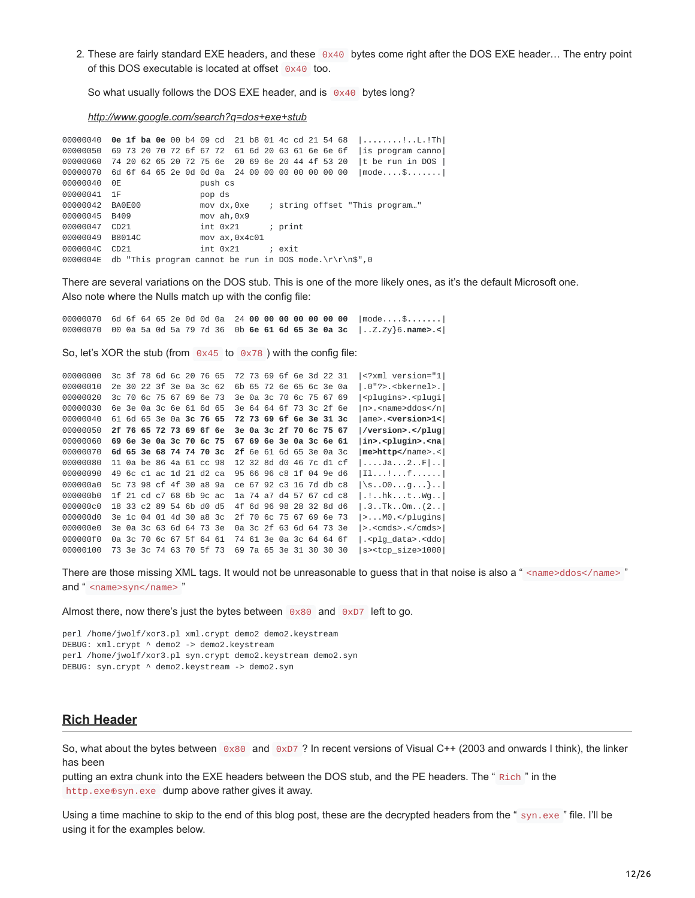2. These are fairly standard EXE headers, and these `0x40` bytes come right after the DOS EXE header… The entry point of this DOS executable is located at offset `0x40` too.

   So what usually follows the DOS EXE header, and is `0x40` bytes long?

   *http://www.google.com/search?q=dos+exe+stub*

```
00000040  0e 1f ba 0e 00 b4 09 cd  21 b8 01 4c cd 21 54 68  |........!..L.!Th|
00000050  69 73 20 70 72 6f 67 72  61 6d 20 63 61 6e 6e 6f  |is program canno|
00000060  74 20 62 65 20 72 75 6e  20 69 6e 20 44 4f 53 20  |t be run in DOS |
00000070  6d 6f 64 65 2e 0d 0d 0a  24 00 00 00 00 00 00 00  |mode....$.......|
00000040  0E                   push cs
00000041  1F                   pop ds
00000042  BA0E00               mov dx,0xe      ; string offset "This program…"
00000045  B409                 mov ah,0x9
00000047  CD21                 int 0x21        ; print
00000049  B8014C               mov ax,0x4c01
0000004C  CD21                 int 0x21        ; exit
0000004E  db "This program cannot be run in DOS mode.\r\r\n$",0
```

There are several variations on the DOS stub. This is one of the more likely ones, as it's the default Microsoft one. Also note where the Nulls match up with the config file:

```
00000070  6d 6f 64 65 2e 0d 0d 0a  24 00 00 00 00 00 00 00  |mode....$.......|
00000070  00 0a 5a 0d 5a 79 7d 36  0b 6e 61 6d 65 3e 0a 3c  |..Z.Zy}6.name>.<|
```

So, let's XOR the stub (from `0x45` to `0x78`) with the config file:

```
00000000  3c 3f 78 6d 6c 20 76 65  72 73 69 6f 6e 3d 22 31  |<?xml version="1|
00000010  2e 30 22 3f 3e 0a 3c 62  6b 65 72 6e 65 6c 3e 0a  |.0"?>.<bkernel>.|
00000020  3c 70 6c 75 67 69 6e 73  3e 0a 3c 70 6c 75 67 69  |<plugins>.<plugi|
00000030  6e 3e 0a 3c 6e 61 6d 65  3e 64 64 6f 73 3c 2f 6e  |n>.<name>ddos</n|
00000040  61 6d 65 3e 0a 3c 76 65  72 73 69 6f 6e 3e 31 3c  |ame>.<version>1<|
00000050  2f 76 65 72 73 69 6f 6e  3e 0a 3c 2f 70 6c 75 67  |/version>.</plug|
00000060  69 6e 3e 0a 3c 70 6c 75  67 69 6e 3e 0a 3c 6e 61  |in>.<plugin>.<na|
00000070  6d 65 3e 68 74 74 70 3c  2f 6e 61 6d 65 3e 0a 3c  |me>http</name>.<|
00000080  11 0a be 86 4a 61 cc 98  12 32 8d d0 46 7c d1 cf  |....Ja...2..F|..|
00000090  49 6c c1 ac 1d 21 d2 ca  95 66 96 c8 1f 04 9e d6  |Il...!...f......|
000000a0  5c 73 98 cf 4f 30 a8 9a  ce 67 92 c3 16 7d db c8  |\s..O0...g...}..|
000000b0  1f 21 cd c7 68 6b 9c ac  1a 74 a7 d4 57 67 cd c8  |.!..hk...t..Wg..|
000000c0  18 33 c2 89 54 6b d0 d5  4f 6d 96 98 28 32 8d d6  |.3..Tk..Om..(2..|
000000d0  3e 1c 04 01 4d 30 a8 3c  2f 70 6c 75 67 69 6e 73  |>...M0.</plugins|
000000e0  3e 0a 3c 63 6d 64 73 3e  0a 3c 2f 63 6d 64 73 3e  |>.<cmds>.</cmds>|
000000f0  0a 3c 70 6c 67 5f 64 61  74 61 3e 0a 3c 64 64 6f  |.<plg_data>.<ddo|
00000100  73 3e 3c 74 63 70 5f 73  69 7a 65 3e 31 30 30 30  |s><tcp_size>1000|
```

There are those missing XML tags. It would not be unreasonable to guess that in that noise is also a "`<name>ddos</name>`" and "`<name>syn</name>`"

Almost there, now there's just the bytes between `0x80` and `0xD7` left to go.

```
perl /home/jwolf/xor3.pl xml.crypt demo2 demo2.keystream
DEBUG: xml.crypt ^ demo2 -> demo2.keystream
perl /home/jwolf/xor3.pl syn.crypt demo2.keystream demo2.syn
DEBUG: syn.crypt ^ demo2.keystream -> demo2.syn
```

## Rich Header

So, what about the bytes between `0x80` and `0xD7`? In recent versions of Visual C++ (2003 and onwards I think), the linker has been
putting an extra chunk into the EXE headers between the DOS stub, and the PE headers. The "`Rich`" in the `http.exe⊕syn.exe` dump above rather gives it away.

Using a time machine to skip to the end of this blog post, these are the decrypted headers from the "`syn.exe`" file. I'll be using it for the examples below.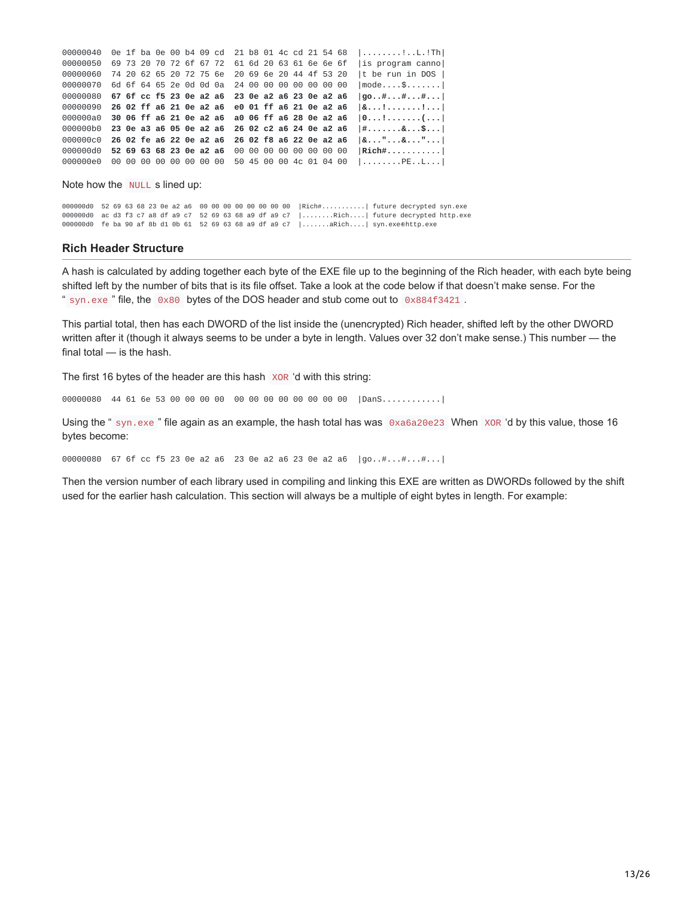```
00000040  0e 1f ba 0e 00 b4 09 cd  21 b8 01 4c cd 21 54 68  |........!..L.!Th|
00000050  69 73 20 70 72 6f 67 72  61 6d 20 63 61 6e 6e 6f  |is program canno|
00000060  74 20 62 65 20 72 75 6e  20 69 6e 20 44 4f 53 20  |t be run in DOS |
00000070  6d 6f 64 65 2e 0d 0d 0a  24 00 00 00 00 00 00 00  |mode....$.......|
00000080  67 6f cc f5 23 0e a2 a6  23 0e a2 a6 23 0e a2 a6  |go..#...#...#...|
00000090  26 02 ff a6 21 0e a2 a6  e0 01 ff a6 21 0e a2 a6  |&...!.......!...|
000000a0  30 06 ff a6 21 0e a2 a6  a0 06 ff a6 28 0e a2 a6  |0...!.......(...|
000000b0  23 0e a3 a6 05 0e a2 a6  26 02 c2 a6 24 0e a2 a6  |#.......&...$...|
000000c0  26 02 fe a6 22 0e a2 a6  26 02 f8 a6 22 0e a2 a6  |&..."...&..."...|
000000d0  52 69 63 68 23 0e a2 a6  00 00 00 00 00 00 00 00  |Rich#...........|
000000e0  00 00 00 00 00 00 00 00  50 45 00 00 4c 01 04 00  |........PE..L...|
```

Note how the `NULL` s lined up:

```
000000d0  52 69 63 68 23 0e a2 a6  00 00 00 00 00 00 00 00  |Rich#...........| future decrypted syn.exe
000000d0  ac d3 f3 c7 a8 df a9 c7  52 69 63 68 a9 df a9 c7  |........Rich....| future decrypted http.exe
000000d0  fe ba 90 af 8b d1 0b 61  52 69 63 68 a9 df a9 c7  |.......aRich....| syn.exe⊕http.exe
```

### Rich Header Structure

A hash is calculated by adding together each byte of the EXE file up to the beginning of the Rich header, with each byte being shifted left by the number of bits that is its file offset. Take a look at the code below if that doesn't make sense. For the " `syn.exe` " file, the `0x80` bytes of the DOS header and stub come out to `0x884f3421` .

This partial total, then has each DWORD of the list inside the (unencrypted) Rich header, shifted left by the other DWORD written after it (though it always seems to be under a byte in length. Values over 32 don't make sense.) This number — the final total — is the hash.

The first 16 bytes of the header are this hash `XOR` 'd with this string:

```
00000080  44 61 6e 53 00 00 00 00  00 00 00 00 00 00 00 00  |DanS............|
```

Using the " `syn.exe` " file again as an example, the hash total has was `0xa6a20e23` When `XOR` 'd by this value, those 16 bytes become:

```
00000080  67 6f cc f5 23 0e a2 a6  23 0e a2 a6 23 0e a2 a6  |go..#...#...#...|
```

Then the version number of each library used in compiling and linking this EXE are written as DWORDs followed by the shift used for the earlier hash calculation. This section will always be a multiple of eight bytes in length. For example: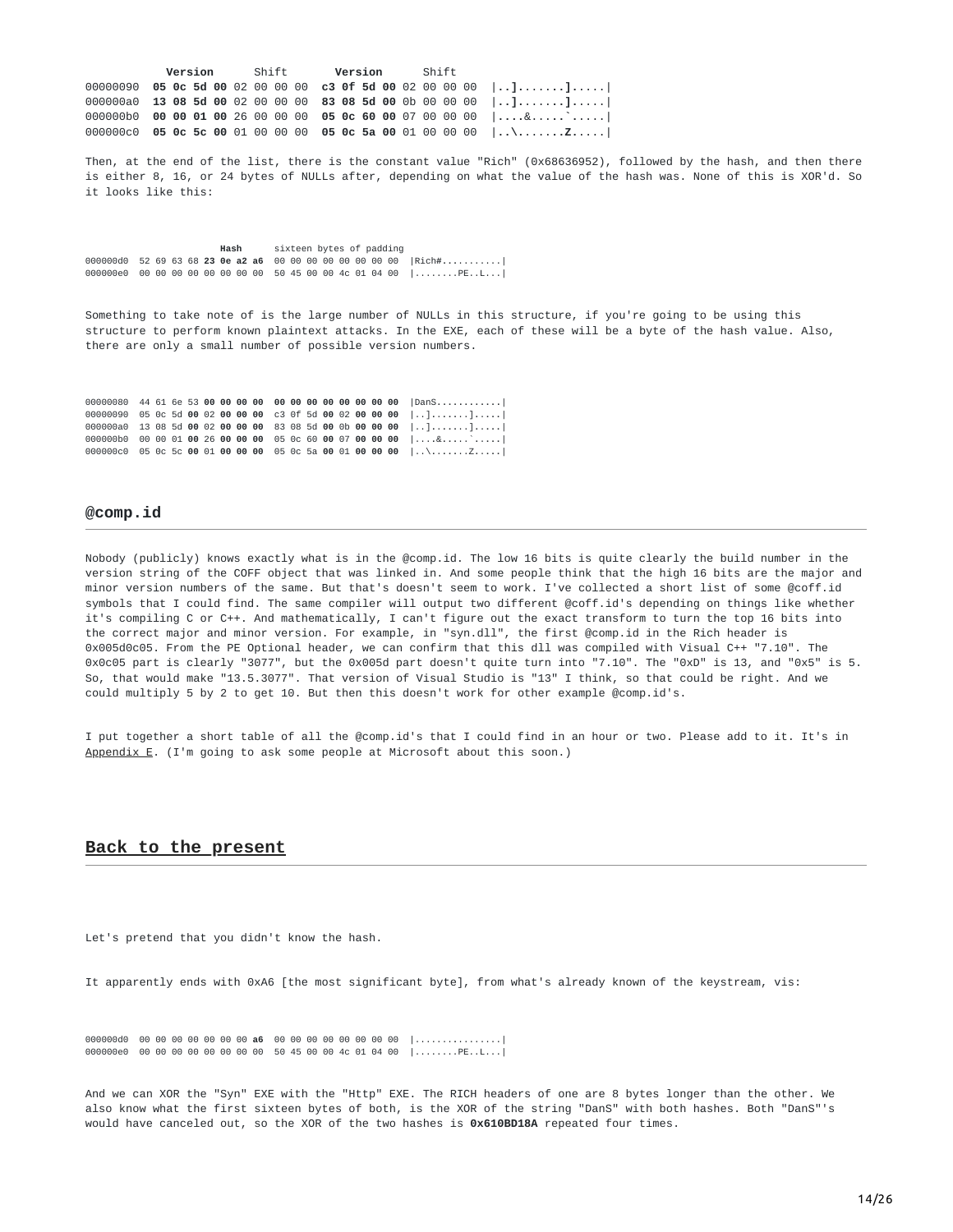```
          Version      Shift       Version      Shift
00000090  05 0c 5d 00 02 00 00 00  c3 0f 5d 00 02 00 00 00  |..].......].....|
000000a0  13 08 5d 00 02 00 00 00  83 08 5d 00 0b 00 00 00  |..].......].....|
000000b0  00 00 01 00 26 00 00 00  05 0c 60 00 07 00 00 00  |....&.....`.....|
000000c0  05 0c 5c 00 01 00 00 00  05 0c 5a 00 01 00 00 00  |..\.......Z.....|
```

Then, at the end of the list, there is the constant value "Rich" (0x68636952), followed by the hash, and then there is either 8, 16, or 24 bytes of NULLs after, depending on what the value of the hash was. None of this is XOR'd. So it looks like this:

```
                      Hash      sixteen bytes of padding
000000d0  52 69 63 68 23 0e a2 a6  00 00 00 00 00 00 00 00  |Rich#...........|
000000e0  00 00 00 00 00 00 00 00  50 45 00 00 4c 01 04 00  |........PE..L...|
```

Something to take note of is the large number of NULLs in this structure, if you're going to be using this structure to perform known plaintext attacks. In the EXE, each of these will be a byte of the hash value. Also, there are only a small number of possible version numbers.

```
00000080  44 61 6e 53 00 00 00 00  00 00 00 00 00 00 00 00  |DanS............|
00000090  05 0c 5d 00 02 00 00 00  c3 0f 5d 00 02 00 00 00  |..].......].....|
000000a0  13 08 5d 00 02 00 00 00  83 08 5d 00 0b 00 00 00  |..].......].....|
000000b0  00 00 01 00 26 00 00 00  05 0c 60 00 07 00 00 00  |....&.....`.....|
000000c0  05 0c 5c 00 01 00 00 00  05 0c 5a 00 01 00 00 00  |..\.......Z.....|
```

## @comp.id

Nobody (publicly) knows exactly what is in the @comp.id. The low 16 bits is quite clearly the build number in the version string of the COFF object that was linked in. And some people think that the high 16 bits are the major and minor version numbers of the same. But that's doesn't seem to work. I've collected a short list of some @coff.id symbols that I could find. The same compiler will output two different @coff.id's depending on things like whether it's compiling C or C++. And mathematically, I can't figure out the exact transform to turn the top 16 bits into the correct major and minor version. For example, in "syn.dll", the first @comp.id in the Rich header is 0x005d0c05. From the PE Optional header, we can confirm that this dll was compiled with Visual C++ "7.10". The 0x0c05 part is clearly "3077", but the 0x005d part doesn't quite turn into "7.10". The "0xD" is 13, and "0x5" is 5. So, that would make "13.5.3077". That version of Visual Studio is "13" I think, so that could be right. And we could multiply 5 by 2 to get 10. But then this doesn't work for other example @comp.id's.

I put together a short table of all the @comp.id's that I could find in an hour or two. Please add to it. It's in Appendix E. (I'm going to ask some people at Microsoft about this soon.)

## Back to the present

Let's pretend that you didn't know the hash.

It apparently ends with 0xA6 [the most significant byte], from what's already known of the keystream, vis:

```
000000d0  00 00 00 00 00 00 00 a6  00 00 00 00 00 00 00 00  |................|
000000e0  00 00 00 00 00 00 00 00  50 45 00 00 4c 01 04 00  |........PE..L...|
```

And we can XOR the "Syn" EXE with the "Http" EXE. The RICH headers of one are 8 bytes longer than the other. We also know what the first sixteen bytes of both, is the XOR of the string "DanS" with both hashes. Both "DanS"'s would have canceled out, so the XOR of the two hashes is **0x610BD18A** repeated four times.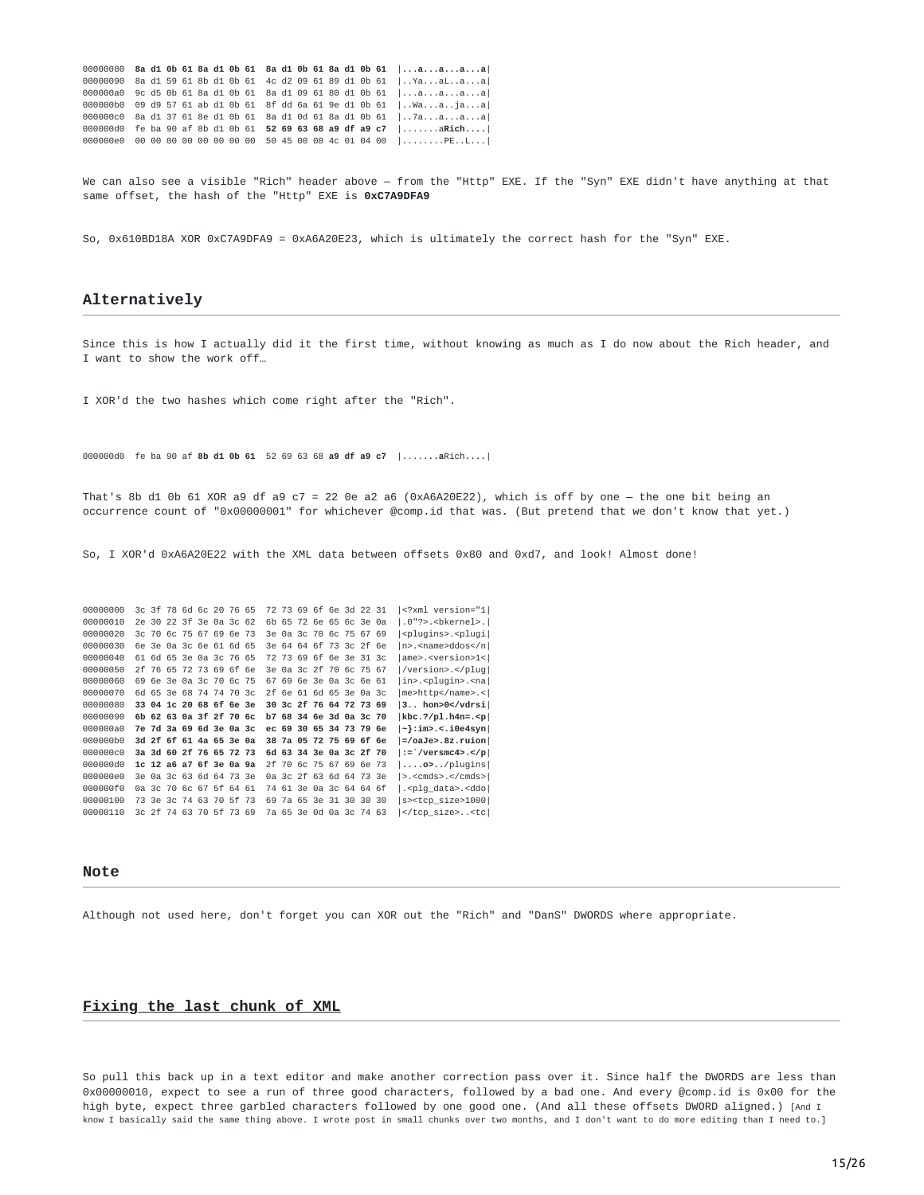```
00000080  8a d1 0b 61 8a d1 0b 61  8a d1 0b 61 8a d1 0b 61  |...a...a...a...a|
00000090  8a d1 59 61 8b d1 0b 61  4c d2 09 61 89 d1 0b 61  |..Ya...aL..a...a|
000000a0  9c d5 0b 61 8a d1 0b 61  8a d1 09 61 80 d1 0b 61  |...a...a...a...a|
000000b0  09 d9 57 61 ab d1 0b 61  8f dd 6a 61 9e d1 0b 61  |..Wa...a..ja...a|
000000c0  8a d1 37 61 8e d1 0b 61  8a d1 0d 61 8a d1 0b 61  |..7a...a...a...a|
000000d0  fe ba 90 af 8b d1 0b 61  52 69 63 68 a9 df a9 c7  |.......aRich....|
000000e0  00 00 00 00 00 00 00 00  50 45 00 00 4c 01 04 00  |........PE..L...|
```

We can also see a visible "Rich" header above — from the "Http" EXE. If the "Syn" EXE didn't have anything at that same offset, the hash of the "Http" EXE is **0xC7A9DFA9**

So, 0x610BD18A XOR 0xC7A9DFA9 = 0xA6A20E23, which is ultimately the correct hash for the "Syn" EXE.

## Alternatively

Since this is how I actually did it the first time, without knowing as much as I do now about the Rich header, and I want to show the work off…

I XOR'd the two hashes which come right after the "Rich".

```
000000d0  fe ba 90 af 8b d1 0b 61  52 69 63 68 a9 df a9 c7  |.......aRich....|
```

That's 8b d1 0b 61 XOR a9 df a9 c7 = 22 0e a2 a6 (0xA6A20E22), which is off by one — the one bit being an occurrence count of "0x00000001" for whichever @comp.id that was. (But pretend that we don't know that yet.)

So, I XOR'd 0xA6A20E22 with the XML data between offsets 0x80 and 0xd7, and look! Almost done!

```
00000000  3c 3f 78 6d 6c 20 76 65  72 73 69 6f 6e 3d 22 31  |<?xml version="1|
00000010  2e 30 22 3f 3e 0a 3c 62  6b 65 72 6e 65 6c 3e 0a  |.0"?>.<bkernel>.|
00000020  3c 70 6c 75 67 69 6e 73  3e 0a 3c 70 6c 75 67 69  |<plugins>.<plugi|
00000030  6e 3e 0a 3c 6e 61 6d 65  3e 64 64 6f 73 3c 2f 6e  |n>.<name>ddos</n|
00000040  61 6d 65 3e 0a 3c 76 65  72 73 69 6f 6e 3e 31 3c  |ame>.<version>1<|
00000050  2f 76 65 72 73 69 6f 6e  3e 0a 3c 2f 70 6c 75 67  |/version>.</plug|
00000060  69 6e 3e 0a 3c 70 6c 75  67 69 6e 3e 0a 3c 6e 61  |in>.<plugin>.<na|
00000070  6d 65 3e 68 74 74 70 3c  2f 6e 61 6d 65 3e 0a 3c  |me>http</name>.<|
00000080  33 04 1c 20 68 6f 6e 3e  30 3c 2f 76 64 72 73 69  |3.. hon>0</vdrsi|
00000090  6b 62 63 0a 3f 2f 70 6c  b7 68 34 6e 3d 0a 3c 70  |kbc.?/pl.h4n=.<p|
000000a0  7e 7d 3a 69 6d 3e 0a 3c  ec 69 30 65 34 73 79 6e  |~}:im>.<.i0e4syn|
000000b0  3d 2f 6f 61 4a 65 3e 0a  38 7a 05 72 75 69 6f 6e  |=/oaJe>.8z.ruion|
000000c0  3a 3d 60 2f 76 65 72 73  6d 63 34 3e 0a 3c 2f 70  |:=`/versmc4>.</p|
000000d0  1c 12 a6 a7 6f 3e 0a 9a  2f 70 6c 75 67 69 6e 73  |....o>../plugins|
000000e0  3e 0a 3c 63 6d 64 73 3e  0a 3c 2f 63 6d 64 73 3e  |>.<cmds>.</cmds>|
000000f0  0a 3c 70 6c 67 5f 64 61  74 61 3e 0a 3c 64 64 6f  |.<plg_data>.<ddo|
00000100  73 3e 3c 74 63 70 5f 73  69 7a 65 3e 31 30 30 30  |s><tcp_size>1000|
00000110  3c 2f 74 63 70 5f 73 69  7a 65 3e 0d 0a 3c 74 63  |</tcp_size>..<tc|
```

## Note

Although not used here, don't forget you can XOR out the "Rich" and "DanS" DWORDS where appropriate.

## Fixing the last chunk of XML

So pull this back up in a text editor and make another correction pass over it. Since half the DWORDS are less than 0x00000010, expect to see a run of three good characters, followed by a bad one. And every @comp.id is 0x00 for the high byte, expect three garbled characters followed by one good one. (And all these offsets DWORD aligned.) [And I know I basically said the same thing above. I wrote post in small chunks over two months, and I don't want to do more editing than I need to.]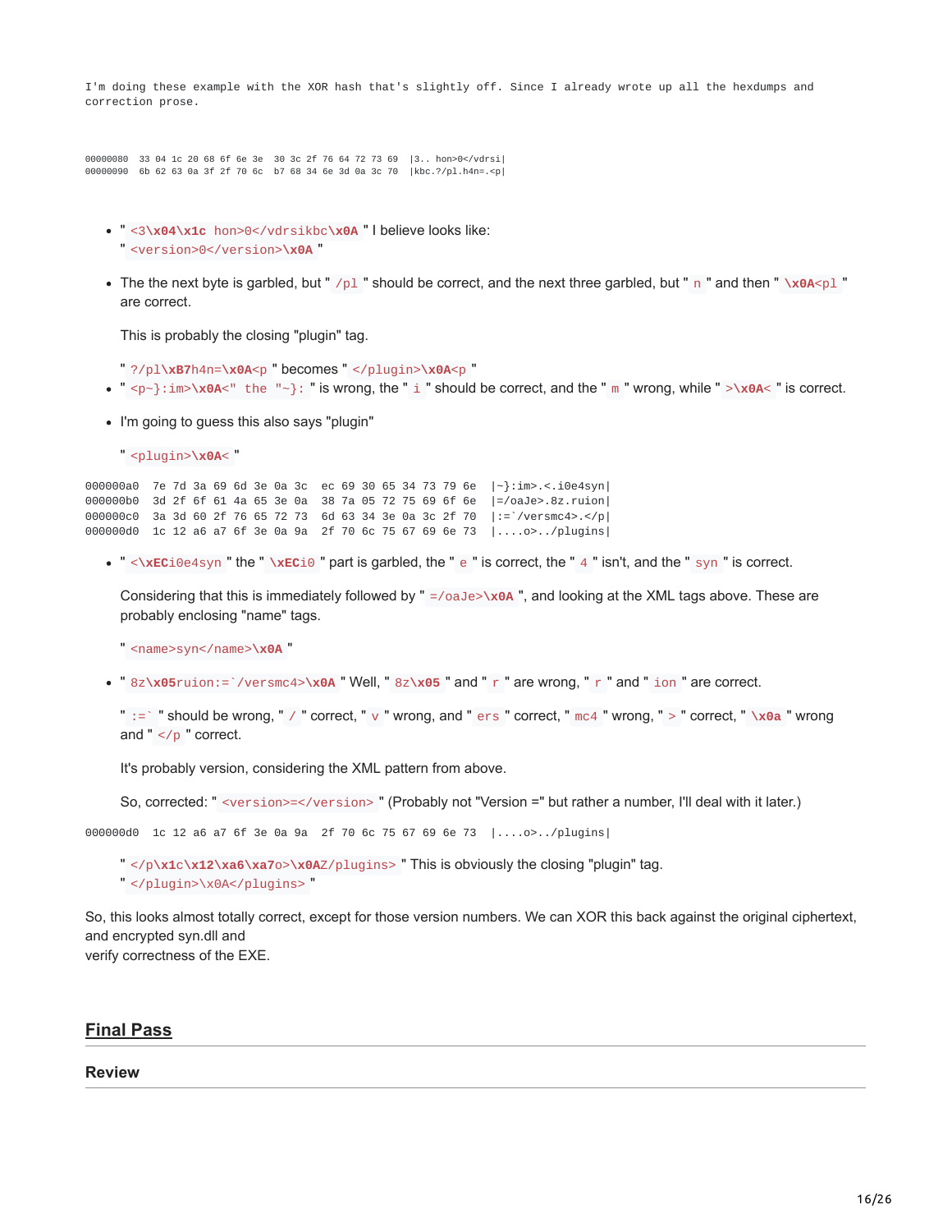```
I'm doing these example with the XOR hash that's slightly off. Since I already wrote up all the hexdumps and
correction prose.
```

```
00000080  33 04 1c 20 68 6f 6e 3e  30 3c 2f 76 64 72 73 69  |3.. hon>0</vdrsi|
00000090  6b 62 63 0a 3f 2f 70 6c  b7 68 34 6e 3d 0a 3c 70  |kbc.?/pl.h4n=.<p|
```

- "`<3\x04\x1c hon>0</vdrsikbc\x0A`" I believe looks like:
  "`<version>0</version>\x0A`"
- The the next byte is garbled, but "`/pl`" should be correct, and the next three garbled, but "`n`" and then "`\x0A<pl`" are correct.

  This is probably the closing "plugin" tag.

  "`?/pl\xB7h4n=\x0A<p`" becomes "`</plugin>\x0A<p`"
- "`<p~}:im>\x0A<" the "~}:`" is wrong, the "`i`" should be correct, and the "`m`" wrong, while "`>\x0A<`" is correct.
- I'm going to guess this also says "plugin"

  "`<plugin>\x0A<`"

```
000000a0  7e 7d 3a 69 6d 3e 0a 3c  ec 69 30 65 34 73 79 6e  |~}:im>.<.i0e4syn|
000000b0  3d 2f 6f 61 4a 65 3e 0a  38 7a 05 72 75 69 6f 6e  |=/oaJe>.8z.ruion|
000000c0  3a 3d 60 2f 76 65 72 73  6d 63 34 3e 0a 3c 2f 70  |:=`/versmc4>.</p|
000000d0  1c 12 a6 a7 6f 3e 0a 9a  2f 70 6c 75 67 69 6e 73  |....o>../plugins|
```

- "`<\xECi0e4syn`" the "`\xECi0`" part is garbled, the "`e`" is correct, the "`4`" isn't, and the "`syn`" is correct.

  Considering that this is immediately followed by "`=/oaJe>\x0A`", and looking at the XML tags above. These are probably enclosing "name" tags.

  "`<name>syn</name>\x0A`"
- "`8z\x05ruion:=`/versmc4>\x0A`" Well, "`8z\x05`" and "`r`" are wrong, "`r`" and "`ion`" are correct.

  "`:=``" should be wrong, "`/`" correct, "`v`" wrong, and "`ers`" correct, "`mc4`" wrong, "`>`" correct, "`\x0a`" wrong and "`</p`" correct.

  It's probably version, considering the XML pattern from above.

  So, corrected: "`<version>=</version>`" (Probably not "Version =" but rather a number, I'll deal with it later.)

```
000000d0  1c 12 a6 a7 6f 3e 0a 9a  2f 70 6c 75 67 69 6e 73  |....o>../plugins|
```

"`</p\x1c\x12\xa6\xa7o>\x0AZ/plugins>`" This is obviously the closing "plugin" tag.
"`</plugin>\x0A</plugins>`"

So, this looks almost totally correct, except for those version numbers. We can XOR this back against the original ciphertext, and encrypted syn.dll and
verify correctness of the EXE.

## Final Pass

### Review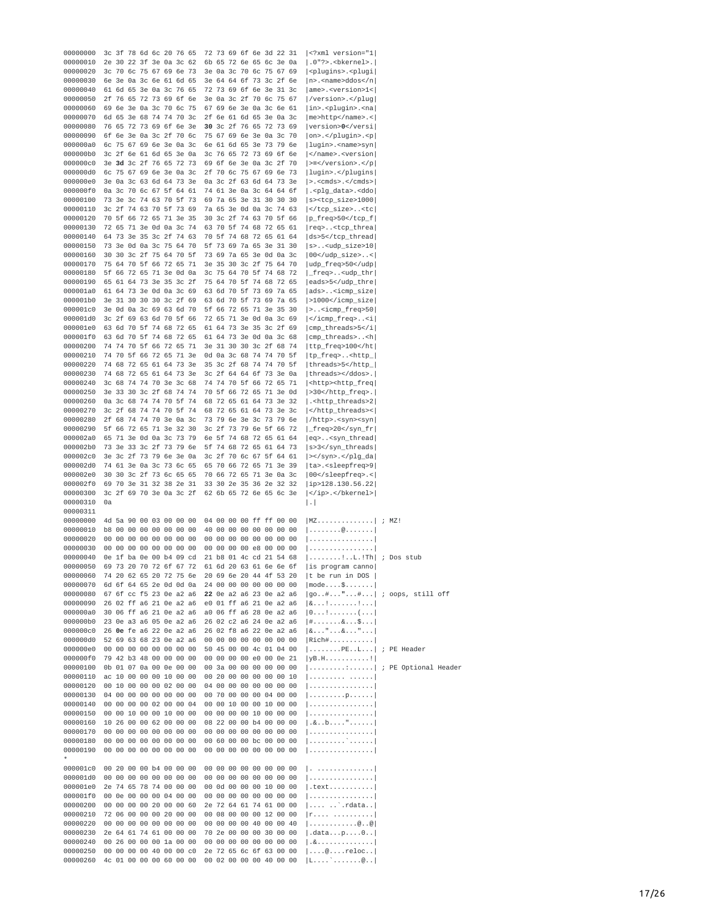```
00000000  3c 3f 78 6d 6c 20 76 65  72 73 69 6f 6e 3d 22 31  |<?xml version="1|
00000010  2e 30 22 3f 3e 0a 3c 62  6b 65 72 6e 65 6c 3e 0a  |.0"?>.<bkernel>.|
00000020  3c 70 6c 75 67 69 6e 73  3e 0a 3c 70 6c 75 67 69  |<plugins>.<plugi|
00000030  6e 3e 0a 3c 6e 61 6d 65  3e 64 64 6f 73 3c 2f 6e  |n>.<name>ddos</n|
00000040  61 6d 65 3e 0a 3c 76 65  72 73 69 6f 6e 3e 31 3c  |ame>.<version>1<|
00000050  2f 76 65 72 73 69 6f 6e  3e 0a 3c 2f 70 6c 75 67  |/version>.</plug|
00000060  69 6e 3e 0a 3c 70 6c 75  67 69 6e 3e 0a 3c 6e 61  |in>.<plugin>.<na|
00000070  6d 65 3e 68 74 74 70 3c  2f 6e 61 6d 65 3e 0a 3c  |me>http</name>.<|
00000080  76 65 72 73 69 6f 6e 3e  30 3c 2f 76 65 72 73 69  |version>0</versi|
00000090  6f 6e 3e 0a 3c 2f 70 6c  75 67 69 6e 3e 0a 3c 70  |on>.</plugin>.<p|
000000a0  6c 75 67 69 6e 3e 0a 3c  6e 61 6d 65 3e 73 79 6e  |lugin>.<name>syn|
000000b0  3c 2f 6e 61 6d 65 3e 0a  3c 76 65 72 73 69 6f 6e  |</name>.<version|
000000c0  3e 3d 3c 2f 76 65 72 73  69 6f 6e 3e 0a 3c 2f 70  |>=</version>.</p|
000000d0  6c 75 67 69 6e 3e 0a 3c  2f 70 6c 75 67 69 6e 73  |lugin>.</plugins|
000000e0  3e 0a 3c 63 6d 64 73 3e  0a 3c 2f 63 6d 64 73 3e  |>.<cmds>.</cmds>|
000000f0  0a 3c 70 6c 67 5f 64 61  74 61 3e 0a 3c 64 64 6f  |.<plg_data>.<ddo|
00000100  73 3e 3c 74 63 70 5f 73  69 7a 65 3e 31 30 30 30  |s><tcp_size>1000|
00000110  3c 2f 74 63 70 5f 73 69  7a 65 3e 0d 0a 3c 74 63  |</tcp_size>..<tc|
00000120  70 5f 66 72 65 71 3e 35  30 3c 2f 74 63 70 5f 66  |p_freq>50</tcp_f|
00000130  72 65 71 3e 0d 0a 3c 74  63 70 5f 74 68 72 65 61  |req>..<tcp_threa|
00000140  64 73 3e 35 3c 2f 74 63  70 5f 74 68 72 65 61 64  |ds>5</tcp_thread|
00000150  73 3e 0d 0a 3c 75 64 70  5f 73 69 7a 65 3e 31 30  |s>..<udp_size>10|
00000160  30 30 3c 2f 75 64 70 5f  73 69 7a 65 3e 0d 0a 3c  |00</udp_size>..<|
00000170  75 64 70 5f 66 72 65 71  3e 35 30 3c 2f 75 64 70  |udp_freq>50</udp|
00000180  5f 66 72 65 71 3e 0d 0a  3c 75 64 70 5f 74 68 72  |_freq>..<udp_thr|
00000190  65 61 64 73 3e 35 3c 2f  75 64 70 5f 74 68 72 65  |eads>5</udp_thre|
000001a0  61 64 73 3e 0d 0a 3c 69  63 6d 70 5f 73 69 7a 65  |ads>..<icmp_size|
000001b0  3e 31 30 30 30 3c 2f 69  63 6d 70 5f 73 69 7a 65  |>1000</icmp_size|
000001c0  3e 0d 0a 3c 69 63 6d 70  5f 66 72 65 71 3e 35 30  |>..<icmp_freq>50|
000001d0  3c 2f 69 63 6d 70 5f 66  72 65 71 3e 0d 0a 3c 69  |</icmp_freq>..<i|
000001e0  63 6d 70 5f 74 68 72 65  61 64 73 3e 35 3c 2f 69  |cmp_threads>5</i|
000001f0  63 6d 70 5f 74 68 72 65  61 64 73 3e 0d 0a 3c 68  |cmp_threads>..<h|
00000200  74 74 70 5f 66 72 65 71  3e 31 30 30 3c 2f 68 74  |ttp_freq>100</ht|
00000210  74 70 5f 66 72 65 71 3e  0d 0a 3c 68 74 74 70 5f  |tp_freq>..<http_|
00000220  74 68 72 65 61 64 73 3e  35 3c 2f 68 74 74 70 5f  |threads>5</http_|
00000230  74 68 72 65 61 64 73 3e  3c 2f 64 64 6f 73 3e 0a  |threads></ddos>.|
00000240  3c 68 74 74 70 3e 3c 68  74 74 70 5f 66 72 65 71  |<http><http_freq|
00000250  3e 33 30 3c 2f 68 74 74  70 5f 66 72 65 71 3e 0d  |>30</http_freq>.|
00000260  0a 3c 68 74 74 70 5f 74  68 72 65 61 64 73 3e 32  |.<http_threads>2|
00000270  3c 2f 68 74 74 70 5f 74  68 72 65 61 64 73 3e 3c  |</http_threads><|
00000280  2f 68 74 74 70 3e 0a 3c  73 79 6e 3e 3c 73 79 6e  |/http>.<syn><syn|
00000290  5f 66 72 65 71 3e 32 30  3c 2f 73 79 6e 5f 66 72  |_freq>20</syn_fr|
000002a0  65 71 3e 0d 0a 3c 73 79  6e 5f 74 68 72 65 61 64  |eq>..<syn_thread|
000002b0  73 3e 33 3c 2f 73 79 6e  5f 74 68 72 65 61 64 73  |s>3</syn_threads|
000002c0  3e 3c 2f 73 79 6e 3e 0a  3c 2f 70 6c 67 5f 64 61  |></syn>.</plg_da|
000002d0  74 61 3e 0a 3c 73 6c 65  65 70 66 72 65 71 3e 39  |ta>.<sleepfreq>9|
000002e0  30 30 3c 2f 73 6c 65 65  70 66 72 65 71 3e 0a 3c  |00</sleepfreq>.<|
000002f0  69 70 3e 31 32 38 2e 31  33 30 2e 35 36 2e 32 32  |ip>128.130.56.22|
00000300  3c 2f 69 70 3e 0a 3c 2f  62 6b 65 72 6e 65 6c 3e  |</ip>.</bkernel>|
00000310  0a                                                |.|
00000311
00000000  4d 5a 90 00 03 00 00 00  04 00 00 00 ff ff 00 00  |MZ..............| ; MZ!
00000010  b8 00 00 00 00 00 00 00  40 00 00 00 00 00 00 00  |........@.......|
00000020  00 00 00 00 00 00 00 00  00 00 00 00 00 00 00 00  |................|
00000030  00 00 00 00 00 00 00 00  00 00 00 00 e8 00 00 00  |................|
00000040  0e 1f ba 0e 00 b4 09 cd  21 b8 01 4c cd 21 54 68  |........!..L.!Th| ; Dos stub
00000050  69 73 20 70 72 6f 67 72  61 6d 20 63 61 6e 6e 6f  |is program canno|
00000060  74 20 62 65 20 72 75 6e  20 69 6e 20 44 4f 53 20  |t be run in DOS |
00000070  6d 6f 64 65 2e 0d 0d 0a  24 00 00 00 00 00 00 00  |mode....$.......|
00000080  67 6f cc f5 23 0e a2 a6  22 0e a2 a6 23 0e a2 a6  |go..#..."...#...| ; oops, still off
00000090  26 02 ff a6 21 0e a2 a6  e0 01 ff a6 21 0e a2 a6  |&...!.......!...|
000000a0  30 06 ff a6 21 0e a2 a6  a0 06 ff a6 28 0e a2 a6  |0...!.......(...|
000000b0  23 0e a3 a6 05 0e a2 a6  26 02 c2 a6 24 0e a2 a6  |#.......&...$...|
000000c0  26 0e fe a6 22 0e a2 a6  26 02 f8 a6 22 0e a2 a6  |&..."...&..."...|
000000d0  52 69 63 68 23 0e a2 a6  00 00 00 00 00 00 00 00  |Rich#...........|
000000e0  00 00 00 00 00 00 00 00  50 45 00 00 4c 01 04 00  |........PE..L...| ; PE Header
000000f0  79 42 b3 48 00 00 00 00  00 00 00 00 e0 00 0e 21  |yB.H...........!|
00000100  0b 01 07 0a 00 0e 00 00  00 3a 00 00 00 00 00 00  |.........:......| ; PE Optional Header
00000110  ac 10 00 00 00 10 00 00  00 20 00 00 00 00 00 10  |......... ......|
00000120  00 10 00 00 00 02 00 00  04 00 00 00 00 00 00 00  |................|
00000130  04 00 00 00 00 00 00 00  00 70 00 00 00 04 00 00  |.........p......|
00000140  00 00 00 00 02 00 00 04  00 00 10 00 00 10 00 00  |................|
00000150  00 00 10 00 00 10 00 00  00 00 00 00 10 00 00 00  |................|
00000160  10 26 00 00 62 00 00 00  08 22 00 00 b4 00 00 00  |.&..b...."......|
00000170  00 00 00 00 00 00 00 00  00 00 00 00 00 00 00 00  |................|
00000180  00 00 00 00 00 00 00 00  00 60 00 00 bc 00 00 00  |.........`......|
00000190  00 00 00 00 00 00 00 00  00 00 00 00 00 00 00 00  |................|
*
000001c0  00 20 00 00 b4 00 00 00  00 00 00 00 00 00 00 00  |. ..............|
000001d0  00 00 00 00 00 00 00 00  00 00 00 00 00 00 00 00  |................|
000001e0  2e 74 65 78 74 00 00 00  00 0d 00 00 00 10 00 00  |.text...........|
000001f0  00 0e 00 00 00 04 00 00  00 00 00 00 00 00 00 00  |................|
00000200  00 00 00 00 20 00 00 60  2e 72 64 61 74 61 00 00  |.... ..`.rdata..|
00000210  72 06 00 00 00 20 00 00  00 08 00 00 00 12 00 00  |r.... ..........|
00000220  00 00 00 00 00 00 00 00  00 00 00 00 40 00 00 40  |............@..@|
00000230  2e 64 61 74 61 00 00 00  70 2e 00 00 00 30 00 00  |.data...p....0..|
00000240  00 26 00 00 00 1a 00 00  00 00 00 00 00 00 00 00  |.&..............|
00000250  00 00 00 00 40 00 00 c0  2e 72 65 6c 6f 63 00 00  |....@....reloc..|
00000260  4c 01 00 00 00 60 00 00  00 02 00 00 00 40 00 00  |L....`.......@..|
```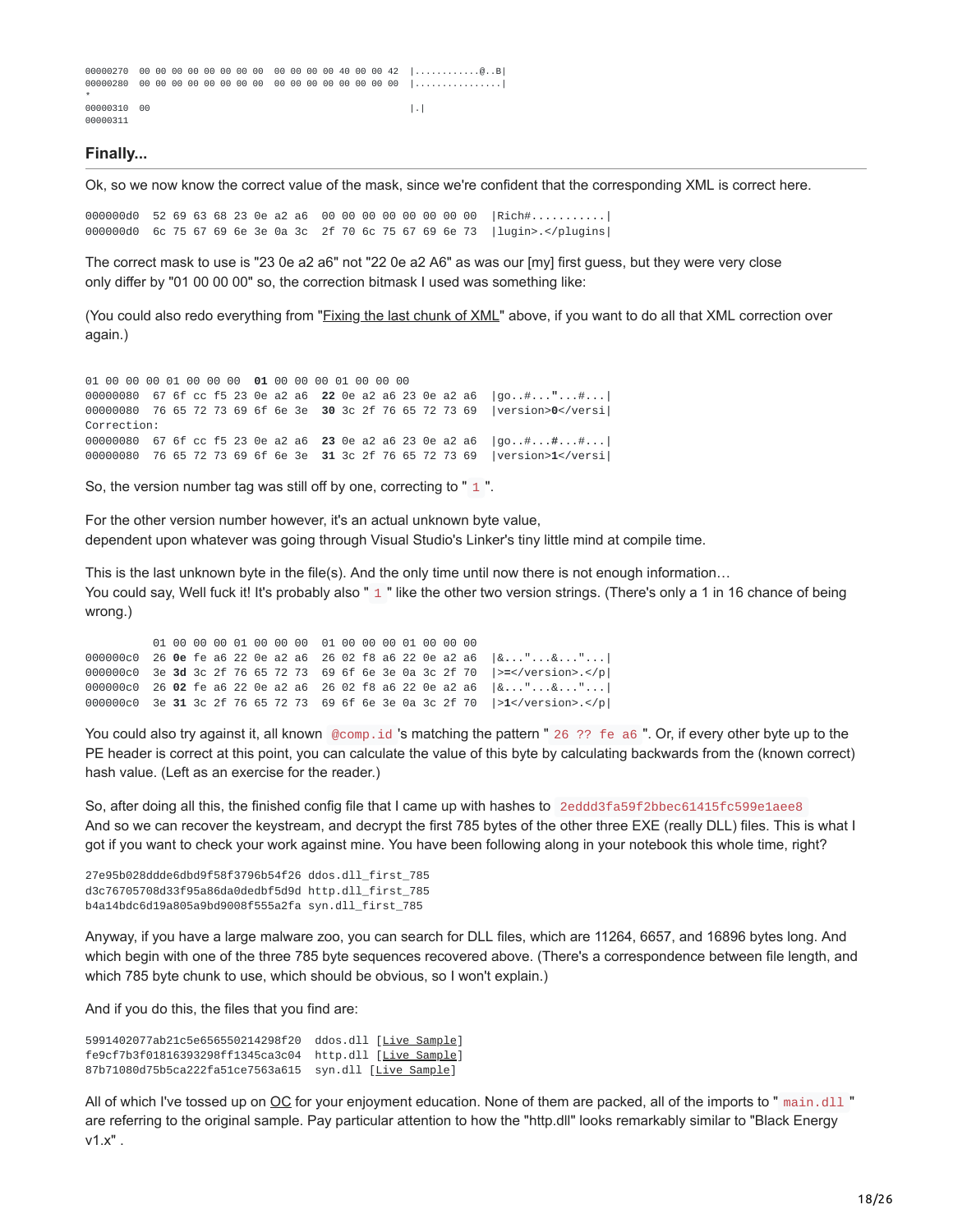```
00000270  00 00 00 00 00 00 00 00  00 00 00 00 40 00 00 42  |............@..B|
00000280  00 00 00 00 00 00 00 00  00 00 00 00 00 00 00 00  |................|
*
00000310  00                                                |.|
00000311
```

### Finally...

Ok, so we now know the correct value of the mask, since we're confident that the corresponding XML is correct here.

```
000000d0  52 69 63 68 23 0e a2 a6  00 00 00 00 00 00 00 00  |Rich#...........|
000000d0  6c 75 67 69 6e 3e 0a 3c  2f 70 6c 75 67 69 6e 73  |lugin>.</plugins|
```

The correct mask to use is "23 0e a2 a6" not "22 0e a2 A6" as was our [my] first guess, but they were very close only differ by "01 00 00 00" so, the correction bitmask I used was something like:

(You could also redo everything from "Fixing the last chunk of XML" above, if you want to do all that XML correction over again.)

```
01 00 00 00 01 00 00 00  01 00 00 00 01 00 00 00
00000080  67 6f cc f5 23 0e a2 a6  22 0e a2 a6 23 0e a2 a6  |go..#..."...#...|
00000080  76 65 72 73 69 6f 6e 3e  30 3c 2f 76 65 72 73 69  |version>0</versi|
Correction:
00000080  67 6f cc f5 23 0e a2 a6  23 0e a2 a6 23 0e a2 a6  |go..#...#...#...|
00000080  76 65 72 73 69 6f 6e 3e  31 3c 2f 76 65 72 73 69  |version>1</versi|
```

So, the version number tag was still off by one, correcting to " `1` ".

For the other version number however, it's an actual unknown byte value, dependent upon whatever was going through Visual Studio's Linker's tiny little mind at compile time.

This is the last unknown byte in the file(s). And the only time until now there is not enough information… You could say, Well fuck it! It's probably also " `1` " like the other two version strings. (There's only a 1 in 16 chance of being wrong.)

```
          01 00 00 00 01 00 00 00  01 00 00 00 01 00 00 00
000000c0  26 0e fe a6 22 0e a2 a6  26 02 f8 a6 22 0e a2 a6  |&..."...&..."...|
000000c0  3e 3d 3c 2f 76 65 72 73  69 6f 6e 3e 0a 3c 2f 70  |>=</version>.</p|
000000c0  26 02 fe a6 22 0e a2 a6  26 02 f8 a6 22 0e a2 a6  |&..."...&..."...|
000000c0  3e 31 3c 2f 76 65 72 73  69 6f 6e 3e 0a 3c 2f 70  |>1</version>.</p|
```

You could also try against it, all known `@comp.id` 's matching the pattern " `26 ?? fe a6` ". Or, if every other byte up to the PE header is correct at this point, you can calculate the value of this byte by calculating backwards from the (known correct) hash value. (Left as an exercise for the reader.)

So, after doing all this, the finished config file that I came up with hashes to `2eddd3fa59f2bbec61415fc599e1aee8`
And so we can recover the keystream, and decrypt the first 785 bytes of the other three EXE (really DLL) files. This is what I got if you want to check your work against mine. You have been following along in your notebook this whole time, right?

```
27e95b028ddde6dbd9f58f3796b54f26 ddos.dll_first_785
d3c76705708d33f95a86da0dedbf5d9d http.dll_first_785
b4a14bdc6d19a805a9bd9008f555a2fa syn.dll_first_785
```

Anyway, if you have a large malware zoo, you can search for DLL files, which are 11264, 6657, and 16896 bytes long. And which begin with one of the three 785 byte sequences recovered above. (There's a correspondence between file length, and which 785 byte chunk to use, which should be obvious, so I won't explain.)

And if you do this, the files that you find are:

```
5991402077ab21c5e656550214298f20  ddos.dll [Live Sample]
fe9cf7b3f01816393298ff1345ca3c04  http.dll [Live Sample]
87b71080d75b5ca222fa51ce7563a615  syn.dll [Live Sample]
```

All of which I've tossed up on OC for your ~~enjoyment~~ education. None of them are packed, all of the imports to " `main.dll` " are referring to the original sample. Pay particular attention to how the "http.dll" looks remarkably similar to "Black Energy v1.x" .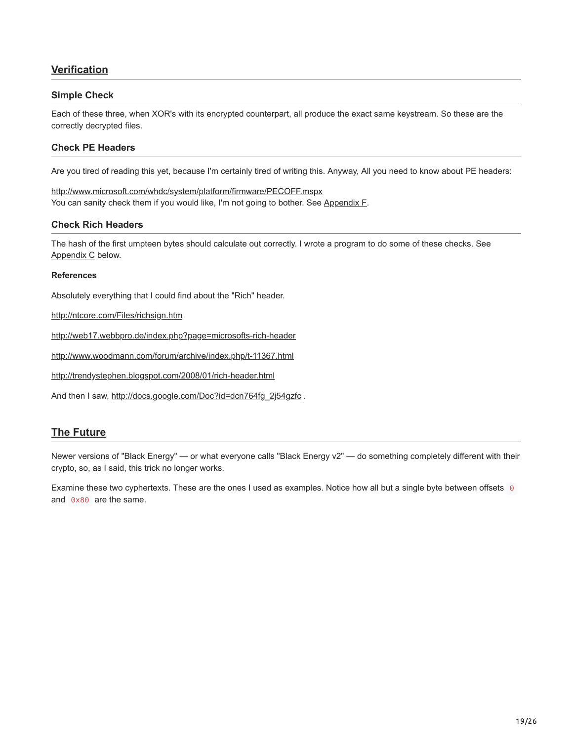## Verification

### Simple Check

Each of these three, when XOR's with its encrypted counterpart, all produce the exact same keystream. So these are the correctly decrypted files.

### Check PE Headers

Are you tired of reading this yet, because I'm certainly tired of writing this. Anyway, All you need to know about PE headers:

http://www.microsoft.com/whdc/system/platform/firmware/PECOFF.mspx
You can sanity check them if you would like, I'm not going to bother. See Appendix F.

### Check Rich Headers

The hash of the first umpteen bytes should calculate out correctly. I wrote a program to do some of these checks. See Appendix C below.

#### References

Absolutely everything that I could find about the "Rich" header.

http://ntcore.com/Files/richsign.htm

http://web17.webbpro.de/index.php?page=microsofts-rich-header

http://www.woodmann.com/forum/archive/index.php/t-11367.html

http://trendystephen.blogspot.com/2008/01/rich-header.html

And then I saw, http://docs.google.com/Doc?id=dcn764fg_2j54gzfc .

## The Future

Newer versions of "Black Energy" — or what everyone calls "Black Energy v2" — do something completely different with their crypto, so, as I said, this trick no longer works.

Examine these two cyphertexts. These are the ones I used as examples. Notice how all but a single byte between offsets `0` and `0x80` are the same.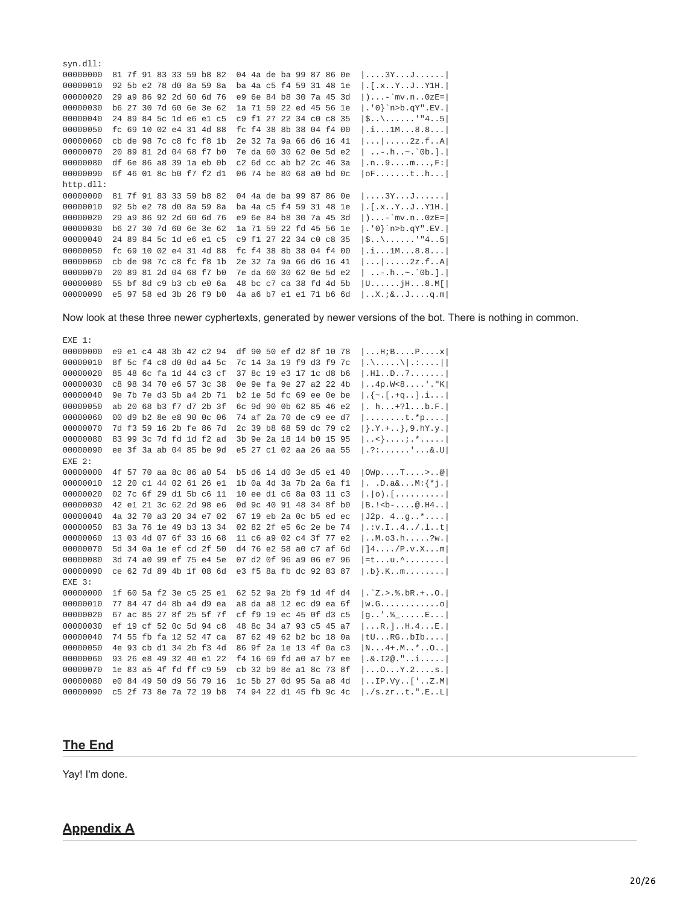```
syn.dll:
00000000  81 7f 91 83 33 59 b8 82  04 4a de ba 99 87 86 0e  |....3Y...J......|
00000010  92 5b e2 78 d0 8a 59 8a  ba 4a c5 f4 59 31 48 1e  |.[.x..Y..J..Y1H.|
00000020  29 a9 86 92 2d 60 6d 76  e9 6e 84 b8 30 7a 45 3d  |)...-`mv.n..0zE=|
00000030  b6 27 30 7d 60 6e 3e 62  1a 71 59 22 ed 45 56 1e  |.'0}`n>b.qY".EV.|
00000040  24 89 84 5c 1d e6 e1 c5  c9 f1 27 22 34 c0 c8 35  |$..\......'"4..5|
00000050  fc 69 10 02 e4 31 4d 88  fc f4 38 8b 38 04 f4 00  |.i...1M...8.8...|
00000060  cb de 98 7c c8 fc f8 1b  2e 32 7a 9a 66 d6 16 41  |...|.....2z.f..A|
00000070  20 89 81 2d 04 68 f7 b0  7e da 60 30 62 0e 5d e2  | ..-.h..~.`0b.].|
00000080  df 6e 86 a8 39 1a eb 0b  c2 6d cc ab b2 2c 46 3a  |.n..9....m...,F:|
00000090  6f 46 01 8c b0 f7 f2 d1  06 74 be 80 68 a0 bd 0c  |oF.......t..h...|
http.dll:
00000000  81 7f 91 83 33 59 b8 82  04 4a de ba 99 87 86 0e  |....3Y...J......|
00000010  92 5b e2 78 d0 8a 59 8a  ba 4a c5 f4 59 31 48 1e  |.[.x..Y..J..Y1H.|
00000020  29 a9 86 92 2d 60 6d 76  e9 6e 84 b8 30 7a 45 3d  |)...-`mv.n..0zE=|
00000030  b6 27 30 7d 60 6e 3e 62  1a 71 59 22 fd 45 56 1e  |.'0}`n>b.qY".EV.|
00000040  24 89 84 5c 1d e6 e1 c5  c9 f1 27 22 34 c0 c8 35  |$..\......'"4..5|
00000050  fc 69 10 02 e4 31 4d 88  fc f4 38 8b 38 04 f4 00  |.i...1M...8.8...|
00000060  cb de 98 7c c8 fc f8 1b  2e 32 7a 9a 66 d6 16 41  |...|.....2z.f..A|
00000070  20 89 81 2d 04 68 f7 b0  7e da 60 30 62 0e 5d e2  | ..-.h..~.`0b.].|
00000080  55 bf 8d c9 b3 cb e0 6a  48 bc c7 ca 38 fd 4d 5b  |U......jH...8.M[|
00000090  e5 97 58 ed 3b 26 f9 b0  4a a6 b7 e1 e1 71 b6 6d  |..X.;&..J....q.m|
```

Now look at these three newer cyphertexts, generated by newer versions of the bot. There is nothing in common.

```
EXE 1:
00000000  e9 e1 c4 48 3b 42 c2 94  df 90 50 ef d2 8f 10 78  |...H;B....P....x|
00000010  8f 5c f4 c8 d0 0d a4 5c  7c 14 3a 19 f9 d3 f9 7c  |.\.....\|.:....||
00000020  85 48 6c fa 1d 44 c3 cf  37 8c 19 e3 17 1c d8 b6  |.Hl..D..7.......|
00000030  c8 98 34 70 e6 57 3c 38  0e 9e fa 9e 27 a2 22 4b  |..4p.W<8....'."K|
00000040  9e 7b 7e d3 5b a4 2b 71  b2 1e 5d fc 69 ee 0e be  |.{~.[.+q..].i...|
00000050  ab 20 68 b3 f7 d7 2b 3f  6c 9d 90 0b 62 85 46 e2  |. h...+?l...b.F.|
00000060  00 d9 b2 8e e8 90 0c 06  74 af 2a 70 de c9 ee d7  |........t.*p....|
00000070  7d f3 59 16 2b fe 86 7d  2c 39 b8 68 59 dc 79 c2  |}.Y.+..},9.hY.y.|
00000080  83 99 3c 7d fd 1d f2 ad  3b 9e 2a 18 14 b0 15 95  |..<}....;.*.....|
00000090  ee 3f 3a ab 04 85 be 9d  e5 27 c1 02 aa 26 aa 55  |.?:......'...&.U|
EXE 2:
00000000  4f 57 70 aa 8c 86 a0 54  b5 d6 14 d0 3e d5 e1 40  |OWp....T....>..@|
00000010  12 20 c1 44 02 61 26 e1  1b 0a 4d 3a 7b 2a 6a f1  |. .D.a&...M:{*j.|
00000020  02 7c 6f 29 d1 5b c6 11  10 ee d1 c6 8a 03 11 c3  |.|o).[..........|
00000030  42 e1 21 3c 62 2d 98 e6  0d 9c 40 91 48 34 8f b0  |B.!<b-....@.H4..|
00000040  4a 32 70 a3 20 34 e7 02  67 19 eb 2a 0c b5 ed ec  |J2p. 4..g..*....|
00000050  83 3a 76 1e 49 b3 13 34  02 82 2f e5 6c 2e be 74  |.:v.I..4../.l..t|
00000060  13 03 4d 07 6f 33 16 68  11 c6 a9 02 c4 3f 77 e2  |..M.o3.h.....?w.|
00000070  5d 34 0a 1e ef cd 2f 50  d4 76 e2 58 a0 c7 af 6d  |]4..../P.v.X...m|
00000080  3d 74 a0 99 ef 75 e4 5e  07 d2 0f 96 a9 06 e7 96  |=t...u.^........|
00000090  ce 62 7d 89 4b 1f 08 6d  e3 f5 8a fb dc 92 83 87  |.b}.K..m........|
EXE 3:
00000000  1f 60 5a f2 3e c5 25 e1  62 52 9a 2b f9 1d 4f d4  |.`Z.>.%.bR.+..O.|
00000010  77 84 47 d4 8b a4 d9 ea  a8 da a8 12 ec d9 ea 6f  |w.G............o|
00000020  67 ac 85 27 8f 25 5f 7f  cf f9 19 ec 45 0f d3 c5  |g..'.%_.....E...|
00000030  ef 19 cf 52 0c 5d 94 c8  48 8c 34 a7 93 c5 45 a7  |...R.]..H.4...E.|
00000040  74 55 fb fa 12 52 47 ca  87 62 49 62 b2 bc 18 0a  |tU...RG..bIb....|
00000050  4e 93 cb d1 34 2b f3 4d  86 9f 2a 1e 13 4f 0a c3  |N...4+.M..*..O..|
00000060  93 26 e8 49 32 40 e1 22  f4 16 69 fd a0 a7 b7 ee  |.&.I2@."..i.....|
00000070  1e 83 a5 4f fd ff c9 59  cb 32 b9 8e a1 8c 73 8f  |...O...Y.2....s.|
00000080  e0 84 49 50 d9 56 79 16  1c 5b 27 0d 95 5a a8 4d  |..IP.Vy..['..Z.M|
00000090  c5 2f 73 8e 7a 72 19 b8  74 94 22 d1 45 fb 9c 4c  |./s.zr..t.".E..L|
```

## The End

Yay! I'm done.

## Appendix A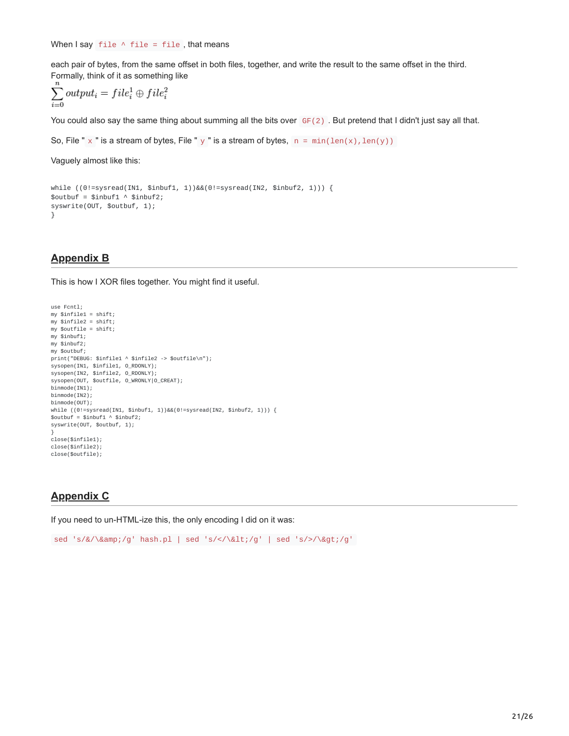When I say `file ^ file = file`, that means

each pair of bytes, from the same offset in both files, together, and write the result to the same offset in the third. Formally, think of it as something like

$$\sum_{i=0}^{n} output_i = file_i^1 \oplus file_i^2$$

You could also say the same thing about summing all the bits over `GF(2)`. But pretend that I didn't just say all that.

So, File "`x`" is a stream of bytes, File "`y`" is a stream of bytes, `n = min(len(x),len(y))`

Vaguely almost like this:

```
while ((0!=sysread(IN1, $inbuf1, 1))&&(0!=sysread(IN2, $inbuf2, 1))) {
$outbuf = $inbuf1 ^ $inbuf2;
syswrite(OUT, $outbuf, 1);
}
```

## Appendix B

This is how I XOR files together. You might find it useful.

```
use Fcntl;
my $infile1 = shift;
my $infile2 = shift;
my $outfile = shift;
my $inbuf1;
my $inbuf2;
my $outbuf;
print("DEBUG: $infile1 ^ $infile2 -> $outfile\n");
sysopen(IN1, $infile1, O_RDONLY);
sysopen(IN2, $infile2, O_RDONLY);
sysopen(OUT, $outfile, O_WRONLY|O_CREAT);
binmode(IN1);
binmode(IN2);
binmode(OUT);
while ((0!=sysread(IN1, $inbuf1, 1))&&(0!=sysread(IN2, $inbuf2, 1))) {
$outbuf = $inbuf1 ^ $inbuf2;
syswrite(OUT, $outbuf, 1);
}
close($infile1);
close($infile2);
close($outfile);
```

## Appendix C

If you need to un-HTML-ize this, the only encoding I did on it was:

`sed 's/&/\&amp;/g' hash.pl | sed 's/</\&lt;/g' | sed 's/>/\&gt;/g'`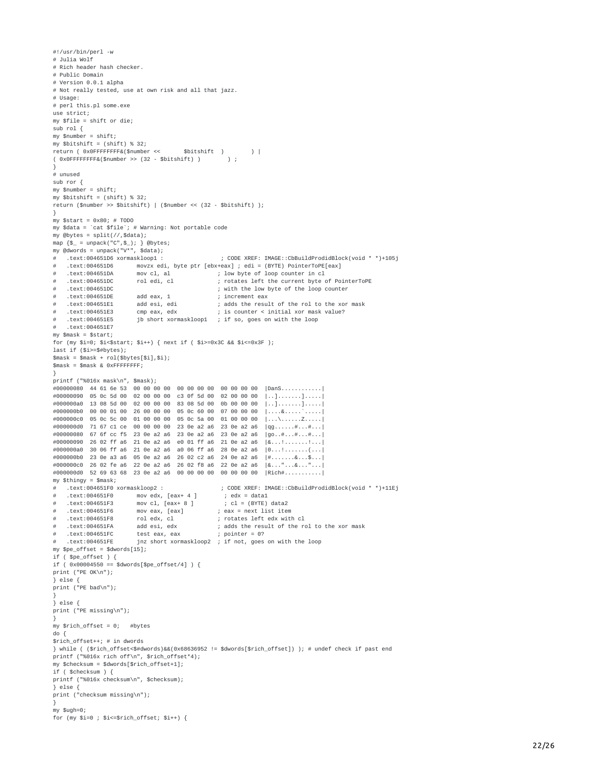```perl
#!/usr/bin/perl -w
# Julia Wolf
# Rich header hash checker.
# Public Domain
# Version 0.0.1 alpha
# Not really tested, use at own risk and all that jazz.
# Usage:
# perl this.pl some.exe
use strict;
my $file = shift or die;
sub rol {
my $number = shift;
my $bitshift = (shift) % 32;
return ( 0x0FFFFFFFF&($number <<       $bitshift  )        ) |
( 0x0FFFFFFFF&($number >> (32 - $bitshift) )        ) ;
}
# unused
sub ror {
my $number = shift;
my $bitshift = (shift) % 32;
return ($number >> $bitshift) | ($number << (32 - $bitshift) );
}
my $start = 0x80; # TODO
my $data = `cat $file`; # Warning: Not portable code
my @bytes = split(//,$data);
map {$_ = unpack("C",$_); } @bytes;
my @dwords = unpack("V*", $data);
#   .text:004651D6 xormaskloop1 :                 ; CODE XREF: IMAGE::CbBuildProdidBlock(void * *)+105j
#   .text:004651D6       movzx edi, byte ptr [ebx+eax] ; edi = (BYTE) PointerToPE[eax]
#   .text:004651DA       mov cl, al              ; low byte of loop counter in cl
#   .text:004651DC       rol edi, cl             ; rotates left the current byte of PointerToPE
#   .text:004651DC                               ; with the low byte of the loop counter
#   .text:004651DE       add eax, 1              ; increment eax
#   .text:004651E1       add esi, edi            ; adds the result of the rol to the xor mask
#   .text:004651E3       cmp eax, edx            ; is counter < initial xor mask value?
#   .text:004651E5       jb short xormaskloop1   ; if so, goes on with the loop
#   .text:004651E7
my $mask = $start;
for (my $i=0; $i<$start; $i++) { next if ( $i>=0x3C && $i<=0x3F );
last if ($i>=$#bytes);
$mask = $mask + rol($bytes[$i],$i);
$mask = $mask & 0xFFFFFFFF;
}
printf ("%016x mask\n", $mask);
#00000080  44 61 6e 53  00 00 00 00  00 00 00 00  00 00 00 00  |DanS............|
#00000090  05 0c 5d 00  02 00 00 00  c3 0f 5d 00  02 00 00 00  |..].......].....|
#000000a0  13 08 5d 00  02 00 00 00  83 08 5d 00  0b 00 00 00  |..].......].....|
#000000b0  00 00 01 00  26 00 00 00  05 0c 60 00  07 00 00 00  |....&.....`.....|
#000000c0  05 0c 5c 00  01 00 00 00  05 0c 5a 00  01 00 00 00  |...\......Z.....|
#000000d0  71 67 c1 ce  00 00 00 00  23 0e a2 a6  23 0e a2 a6  |qg......#...#...|
#00000080  67 6f cc f5  23 0e a2 a6  23 0e a2 a6  23 0e a2 a6  |go..#...#...#...|
#00000090  26 02 ff a6  21 0e a2 a6  e0 01 ff a6  21 0e a2 a6  |&...!.......!...|
#000000a0  30 06 ff a6  21 0e a2 a6  a0 06 ff a6  28 0e a2 a6  |0...!.......(...|
#000000b0  23 0e a3 a6  05 0e a2 a6  26 02 c2 a6  24 0e a2 a6  |#.......&...$...|
#000000c0  26 02 fe a6  22 0e a2 a6  26 02 f8 a6  22 0e a2 a6  |&..."...&..."...|
#000000d0  52 69 63 68  23 0e a2 a6  00 00 00 00  00 00 00 00  |Rich#...........|
my $thingy = $mask;
#   .text:004651F0 xormaskloop2 :                 ; CODE XREF: IMAGE::CbBuildProdidBlock(void * *)+11Ej
#   .text:004651F0       mov edx, [eax+ 4 ]        ; edx = data1
#   .text:004651F3       mov cl, [eax+ 8 ]         ; cl = (BYTE) data2
#   .text:004651F6       mov eax, [eax]          ; eax = next list item
#   .text:004651F8       rol edx, cl             ; rotates left edx with cl
#   .text:004651FA       add esi, edx            ; adds the result of the rol to the xor mask
#   .text:004651FC       test eax, eax           ; pointer = 0?
#   .text:004651FE       jnz short xormaskloop2  ; if not, goes on with the loop
my $pe_offset = $dwords[15];
if ( $pe_offset ) {
if ( 0x00004550 == $dwords[$pe_offset/4] ) {
print ("PE OK\n");
} else {
print ("PE bad\n");
}
} else {
print ("PE missing\n");
}
my $rich_offset = 0;   #bytes
do {
$rich_offset++; # in dwords
} while ( ($rich_offset<$#dwords)&&(0x68636952 != $dwords[$rich_offset]) ); # undef check if past end
printf ("%016x rich off\n", $rich_offset*4);
my $checksum = $dwords[$rich_offset+1];
if ( $checksum ) {
printf ("%016x checksum\n", $checksum);
} else {
print ("checksum missing\n");
}
my $ugh=0;
for (my $i=0 ; $i<=$rich_offset; $i++) {
```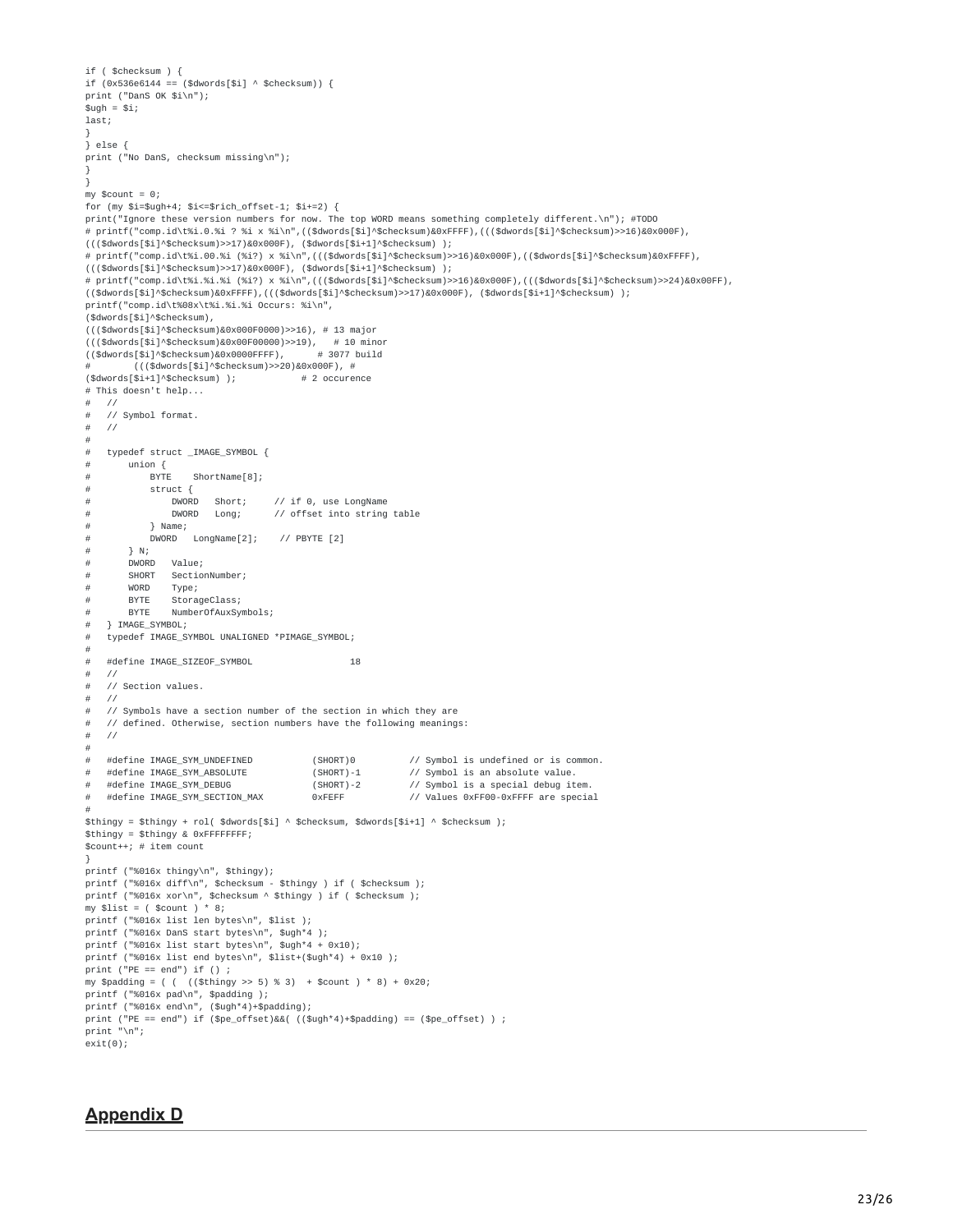```
if ( $checksum ) {
if (0x536e6144 == ($dwords[$i] ^ $checksum)) {
print ("DanS OK $i\n");
$ugh = $i;
last;
}
} else {
print ("No DanS, checksum missing\n");
}
}
my $count = 0;
for (my $i=$ugh+4; $i<=$rich_offset-1; $i+=2) {
print("Ignore these version numbers for now. The top WORD means something completely different.\n"); #TODO
# printf("comp.id\t%i.0.%i ? %i x %i\n",(($dwords[$i]^$checksum)&0xFFFF),((($dwords[$i]^$checksum)>>16)&0x000F),
((($dwords[$i]^$checksum)>>17)&0x000F), ($dwords[$i+1]^$checksum) );
# printf("comp.id\t%i.00.%i (%i?) x %i\n",((($dwords[$i]^$checksum)>>16)&0x000F),(($dwords[$i]^$checksum)&0xFFFF),
((($dwords[$i]^$checksum)>>17)&0x000F), ($dwords[$i+1]^$checksum) );
# printf("comp.id\t%i.%i.%i (%i?) x %i\n",((($dwords[$i]^$checksum)>>16)&0x000F),((($dwords[$i]^$checksum)>>24)&0x00FF),
(($dwords[$i]^$checksum)&0xFFFF),((($dwords[$i]^$checksum)>>17)&0x000F), ($dwords[$i+1]^$checksum) );
printf("comp.id\t%08x\t%i.%i.%i Occurs: %i\n",
($dwords[$i]^$checksum),
((($dwords[$i]^$checksum)&0x000F0000)>>16), # 13 major
((($dwords[$i]^$checksum)&0x00F00000)>>19),   # 10 minor
(($dwords[$i]^$checksum)&0x0000FFFF),      # 3077 build
#        ((($dwords[$i]^$checksum)>>20)&0x000F), #
($dwords[$i+1]^$checksum) );            # 2 occurence
# This doesn't help...
#   //
#   // Symbol format.
#   //
#
#   typedef struct _IMAGE_SYMBOL {
#       union {
#           BYTE    ShortName[8];
#           struct {
#               DWORD   Short;     // if 0, use LongName
#               DWORD   Long;      // offset into string table
#           } Name;
#           DWORD   LongName[2];    // PBYTE [2]
#       } N;
#       DWORD   Value;
#       SHORT   SectionNumber;
#       WORD    Type;
#       BYTE    StorageClass;
#       BYTE    NumberOfAuxSymbols;
#   } IMAGE_SYMBOL;
#   typedef IMAGE_SYMBOL UNALIGNED *PIMAGE_SYMBOL;
#
#   #define IMAGE_SIZEOF_SYMBOL                  18
#   //
#   // Section values.
#   //
#   // Symbols have a section number of the section in which they are
#   // defined. Otherwise, section numbers have the following meanings:
#   //
#
#   #define IMAGE_SYM_UNDEFINED           (SHORT)0          // Symbol is undefined or is common.
#   #define IMAGE_SYM_ABSOLUTE            (SHORT)-1         // Symbol is an absolute value.
#   #define IMAGE_SYM_DEBUG               (SHORT)-2         // Symbol is a special debug item.
#   #define IMAGE_SYM_SECTION_MAX         0xFEFF            // Values 0xFF00-0xFFFF are special
#
$thingy = $thingy + rol( $dwords[$i] ^ $checksum, $dwords[$i+1] ^ $checksum );
$thingy = $thingy & 0xFFFFFFFF;
$count++; # item count
}
printf ("%016x thingy\n", $thingy);
printf ("%016x diff\n", $checksum - $thingy ) if ( $checksum );
printf ("%016x xor\n", $checksum ^ $thingy ) if ( $checksum );
my $list = ( $count ) * 8;
printf ("%016x list len bytes\n", $list );
printf ("%016x DanS start bytes\n", $ugh*4 );
printf ("%016x list start bytes\n", $ugh*4 + 0x10);
printf ("%016x list end bytes\n", $list+($ugh*4) + 0x10 );
print ("PE == end") if () ;
my $padding = ( (  (($thingy >> 5) % 3)  + $count ) * 8) + 0x20;
printf ("%016x pad\n", $padding );
printf ("%016x end\n", ($ugh*4)+$padding);
print ("PE == end") if ($pe_offset)&&( (($ugh*4)+$padding) == ($pe_offset) ) ;
print "\n";
exit(0);
```

## Appendix D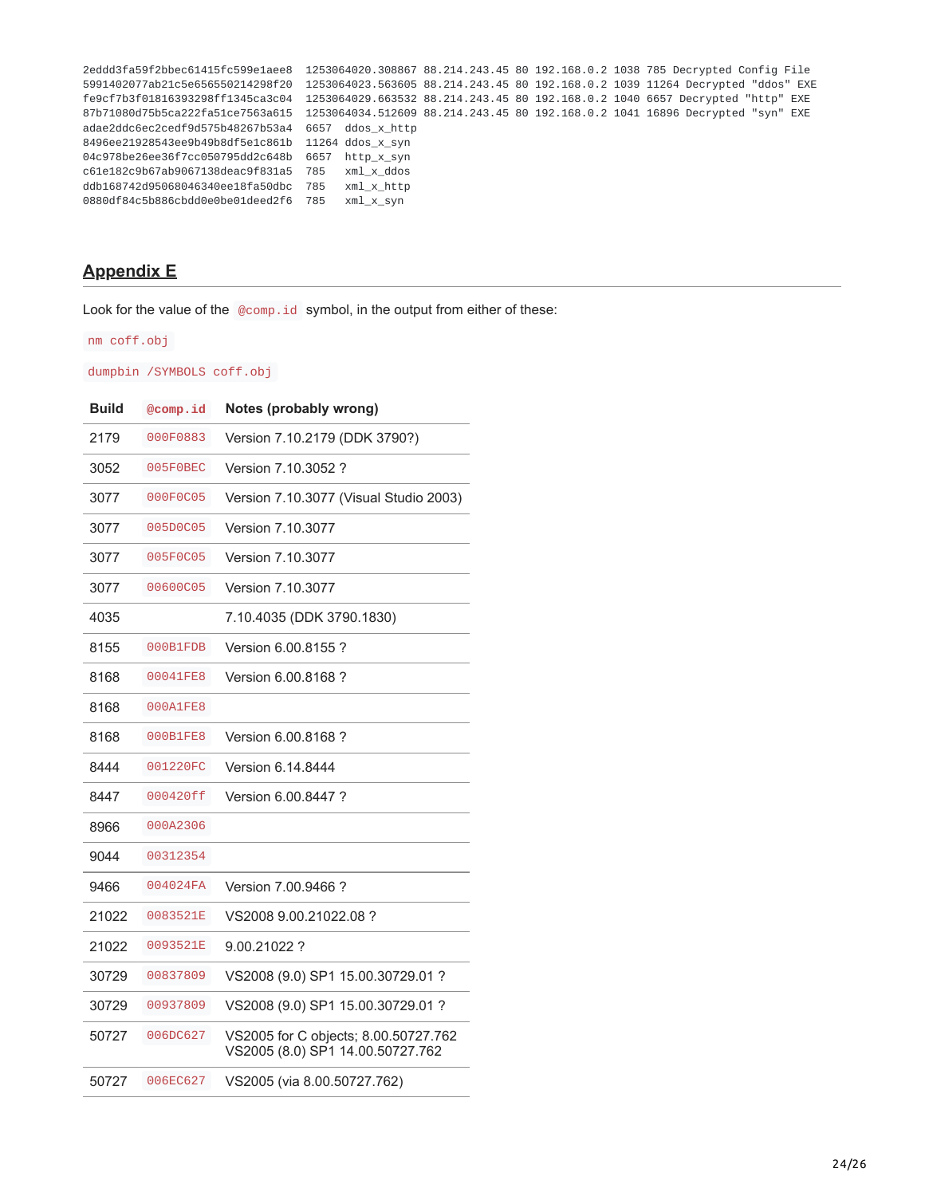```
2eddd3fa59f2bbec61415fc599e1aee8  1253064020.308867 88.214.243.45 80 192.168.0.2 1038 785 Decrypted Config File
5991402077ab21c5e656550214298f20  1253064023.563605 88.214.243.45 80 192.168.0.2 1039 11264 Decrypted "ddos" EXE
fe9cf7b3f01816393298ff1345ca3c04  1253064029.663532 88.214.243.45 80 192.168.0.2 1040 6657 Decrypted "http" EXE
87b71080d75b5ca222fa51ce7563a615  1253064034.512609 88.214.243.45 80 192.168.0.2 1041 16896 Decrypted "syn" EXE
adae2ddc6ec2cedf9d575b48267b53a4  6657  ddos_x_http
8496ee21928543ee9b49b8df5e1c861b  11264 ddos_x_syn
04c978be26ee36f7cc050795dd2c648b  6657  http_x_syn
c61e182c9b67ab9067138deac9f831a5  785   xml_x_ddos
ddb168742d95068046340ee18fa50dbc  785   xml_x_http
0880df84c5b886cbdd0e0be01deed2f6  785   xml_x_syn
```

## Appendix E

Look for the value of the `@comp.id` symbol, in the output from either of these:

`nm coff.obj`

`dumpbin /SYMBOLS coff.obj`

| Build | `@comp.id` | Notes (probably wrong) |
|---|---|---|
| 2179 | 000F0883 | Version 7.10.2179 (DDK 3790?) |
| 3052 | 005F0BEC | Version 7.10.3052 ? |
| 3077 | 000F0C05 | Version 7.10.3077 (Visual Studio 2003) |
| 3077 | 005D0C05 | Version 7.10.3077 |
| 3077 | 005F0C05 | Version 7.10.3077 |
| 3077 | 00600C05 | Version 7.10.3077 |
| 4035 | | 7.10.4035 (DDK 3790.1830) |
| 8155 | 000B1FDB | Version 6.00.8155 ? |
| 8168 | 00041FE8 | Version 6.00.8168 ? |
| 8168 | 000A1FE8 | |
| 8168 | 000B1FE8 | Version 6.00.8168 ? |
| 8444 | 001220FC | Version 6.14.8444 |
| 8447 | 000420ff | Version 6.00.8447 ? |
| 8966 | 000A2306 | |
| 9044 | 00312354 | |
| 9466 | 004024FA | Version 7.00.9466 ? |
| 21022 | 0083521E | VS2008 9.00.21022.08 ? |
| 21022 | 0093521E | 9.00.21022 ? |
| 30729 | 00837809 | VS2008 (9.0) SP1 15.00.30729.01 ? |
| 30729 | 00937809 | VS2008 (9.0) SP1 15.00.30729.01 ? |
| 50727 | 006DC627 | VS2005 for C objects; 8.00.50727.762 VS2005 (8.0) SP1 14.00.50727.762 |
| 50727 | 006EC627 | VS2005 (via 8.00.50727.762) |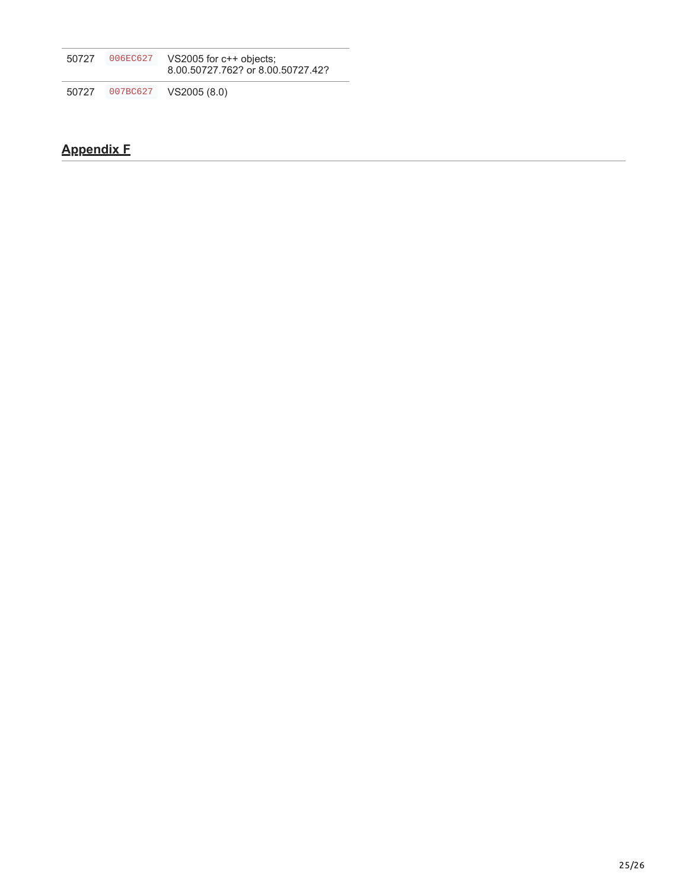| 50727 | `006EC627` | VS2005 for c++ objects; 8.00.50727.762? or 8.00.50727.42? |
| --- | --- | --- |
| 50727 | `007BC627` | VS2005 (8.0) |

## Appendix F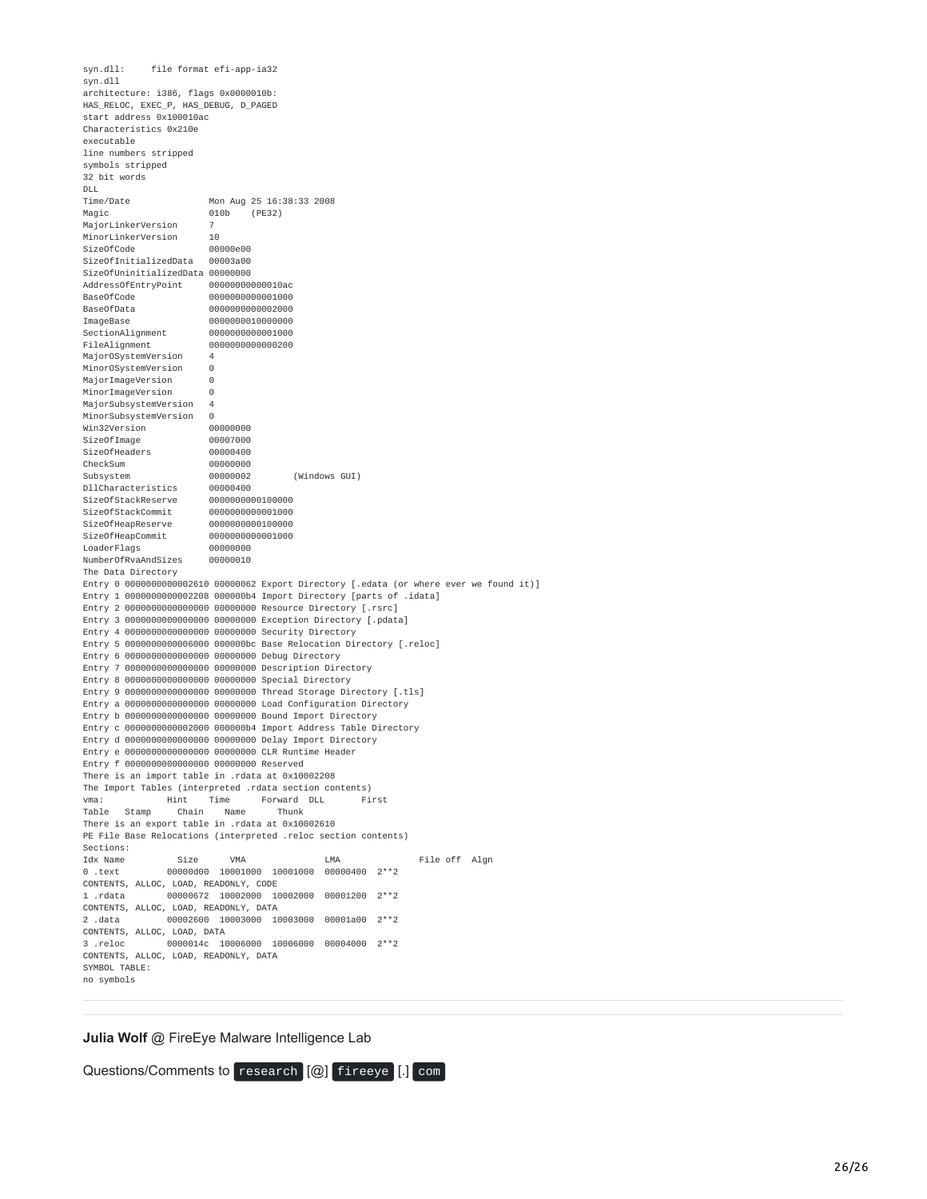```
syn.dll:     file format efi-app-ia32
syn.dll
architecture: i386, flags 0x0000010b:
HAS_RELOC, EXEC_P, HAS_DEBUG, D_PAGED
start address 0x100010ac
Characteristics 0x210e
executable
line numbers stripped
symbols stripped
32 bit words
DLL
Time/Date               Mon Aug 25 16:38:33 2008
Magic                   010b    (PE32)
MajorLinkerVersion      7
MinorLinkerVersion      10
SizeOfCode              00000e00
SizeOfInitializedData   00003a00
SizeOfUninitializedData 00000000
AddressOfEntryPoint     00000000000010ac
BaseOfCode              0000000000001000
BaseOfData              0000000000002000
ImageBase               0000000010000000
SectionAlignment        0000000000001000
FileAlignment           0000000000000200
MajorOSystemVersion     4
MinorOSystemVersion     0
MajorImageVersion       0
MinorImageVersion       0
MajorSubsystemVersion   4
MinorSubsystemVersion   0
Win32Version            00000000
SizeOfImage             00007000
SizeOfHeaders           00000400
CheckSum                00000000
Subsystem               00000002        (Windows GUI)
DllCharacteristics      00000400
SizeOfStackReserve      0000000000100000
SizeOfStackCommit       0000000000001000
SizeOfHeapReserve       0000000000100000
SizeOfHeapCommit        0000000000001000
LoaderFlags             00000000
NumberOfRvaAndSizes     00000010
The Data Directory
Entry 0 0000000000002610 00000062 Export Directory [.edata (or where ever we found it)]
Entry 1 0000000000002208 000000b4 Import Directory [parts of .idata]
Entry 2 0000000000000000 00000000 Resource Directory [.rsrc]
Entry 3 0000000000000000 00000000 Exception Directory [.pdata]
Entry 4 0000000000000000 00000000 Security Directory
Entry 5 0000000000006000 000000bc Base Relocation Directory [.reloc]
Entry 6 0000000000000000 00000000 Debug Directory
Entry 7 0000000000000000 00000000 Description Directory
Entry 8 0000000000000000 00000000 Special Directory
Entry 9 0000000000000000 00000000 Thread Storage Directory [.tls]
Entry a 0000000000000000 00000000 Load Configuration Directory
Entry b 0000000000000000 00000000 Bound Import Directory
Entry c 0000000000002000 000000b4 Import Address Table Directory
Entry d 0000000000000000 00000000 Delay Import Directory
Entry e 0000000000000000 00000000 CLR Runtime Header
Entry f 0000000000000000 00000000 Reserved
There is an import table in .rdata at 0x10002208
The Import Tables (interpreted .rdata section contents)
vma:            Hint    Time      Forward  DLL       First
Table   Stamp     Chain    Name      Thunk
There is an export table in .rdata at 0x10002610
PE File Base Relocations (interpreted .reloc section contents)
Sections:
Idx Name          Size      VMA               LMA               File off  Algn
0 .text         00000d00  10001000  10001000  00000400  2**2
CONTENTS, ALLOC, LOAD, READONLY, CODE
1 .rdata        00000672  10002000  10002000  00001200  2**2
CONTENTS, ALLOC, LOAD, READONLY, DATA
2 .data         00002600  10003000  10003000  00001a00  2**2
CONTENTS, ALLOC, LOAD, DATA
3 .reloc        0000014c  10006000  10006000  00004000  2**2
CONTENTS, ALLOC, LOAD, READONLY, DATA
SYMBOL TABLE:
no symbols
```

---

**Julia Wolf** @ FireEye Malware Intelligence Lab

Questions/Comments to `research` [@] `fireeye` [.] `com`